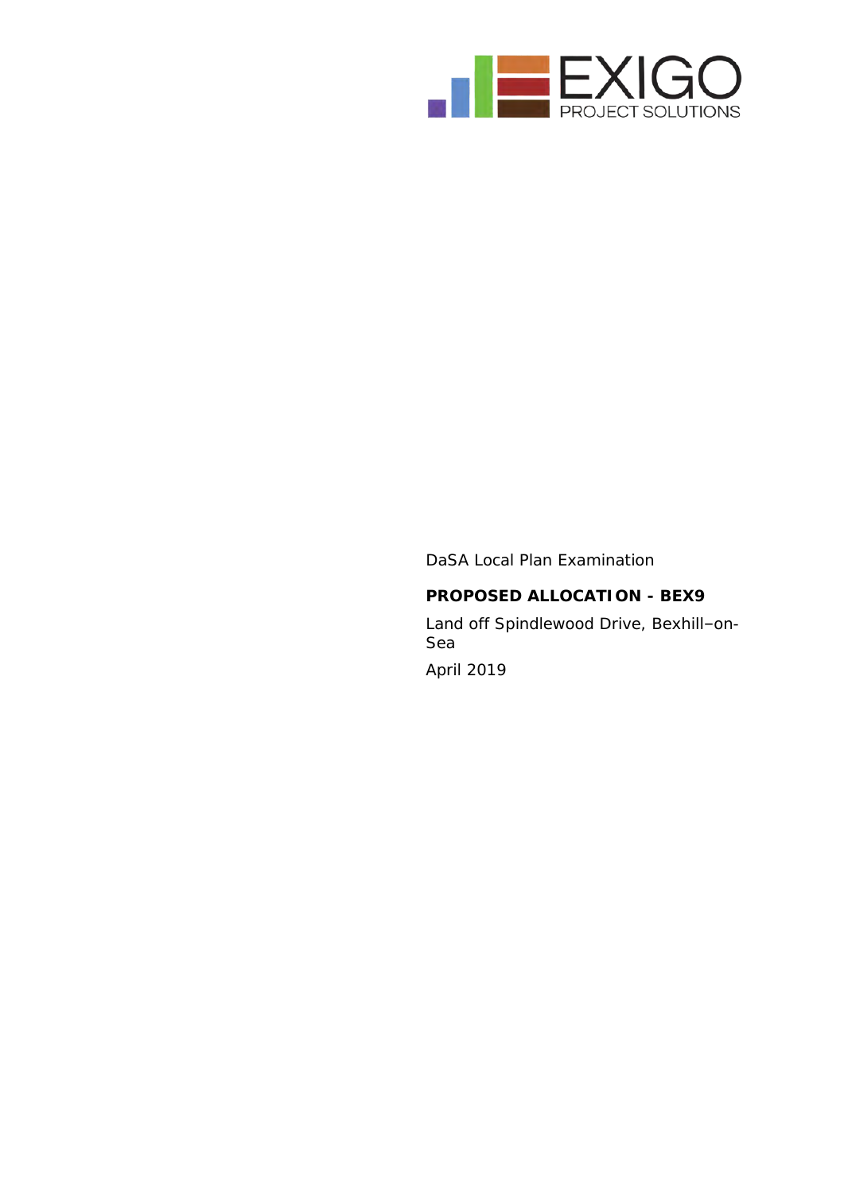EXIGO
PROJECT SOLUTIONS

DaSA Local Plan Examination

**PROPOSED ALLOCATION - BEX9**

Land off Spindlewood Drive, Bexhill–on-Sea

April 2019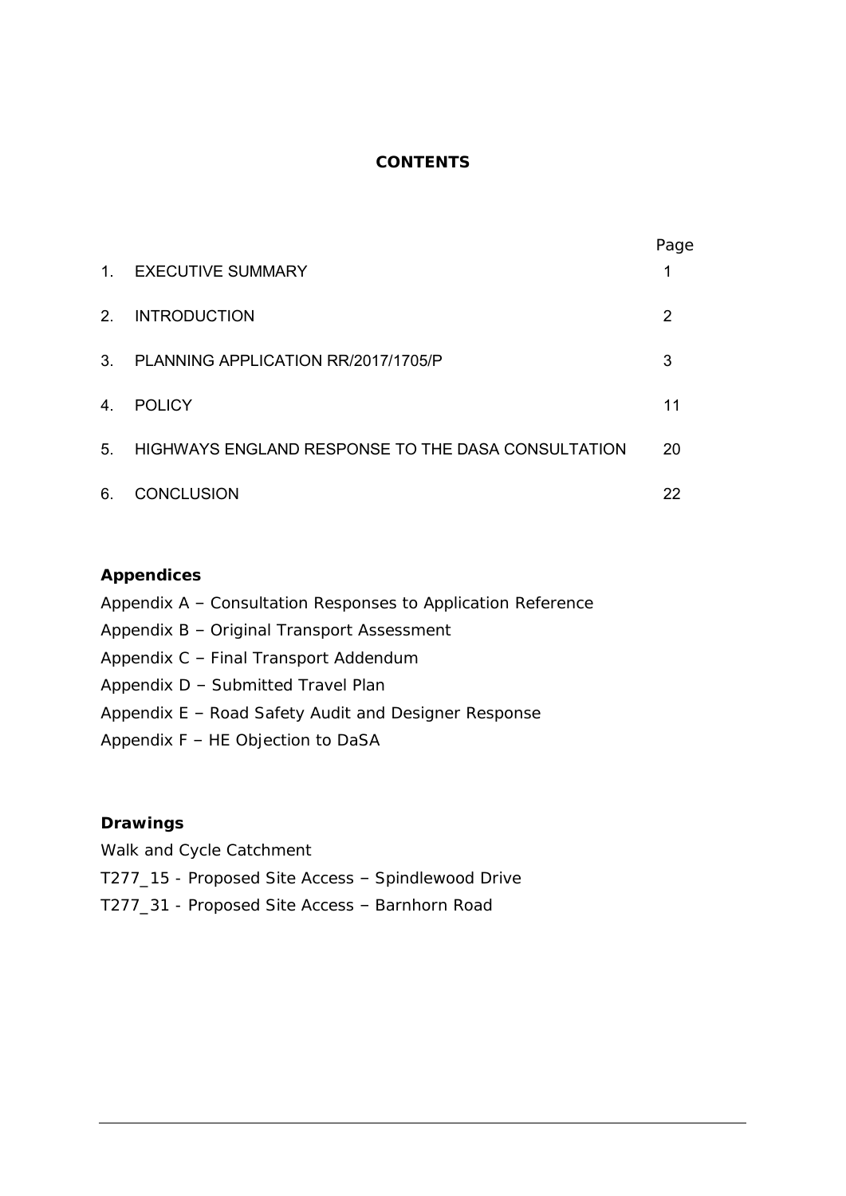# CONTENTS

| | | Page |
|---|---|---|
| 1. | EXECUTIVE SUMMARY | 1 |
| 2. | INTRODUCTION | 2 |
| 3. | PLANNING APPLICATION RR/2017/1705/P | 3 |
| 4. | POLICY | 11 |
| 5. | HIGHWAYS ENGLAND RESPONSE TO THE DASA CONSULTATION | 20 |
| 6. | CONCLUSION | 22 |

**Appendices**

Appendix A – Consultation Responses to Application Reference

Appendix B – Original Transport Assessment

Appendix C – Final Transport Addendum

Appendix D – Submitted Travel Plan

Appendix E – Road Safety Audit and Designer Response

Appendix F – HE Objection to DaSA

**Drawings**

Walk and Cycle Catchment

T277_15 - Proposed Site Access – Spindlewood Drive

T277_31 - Proposed Site Access – Barnhorn Road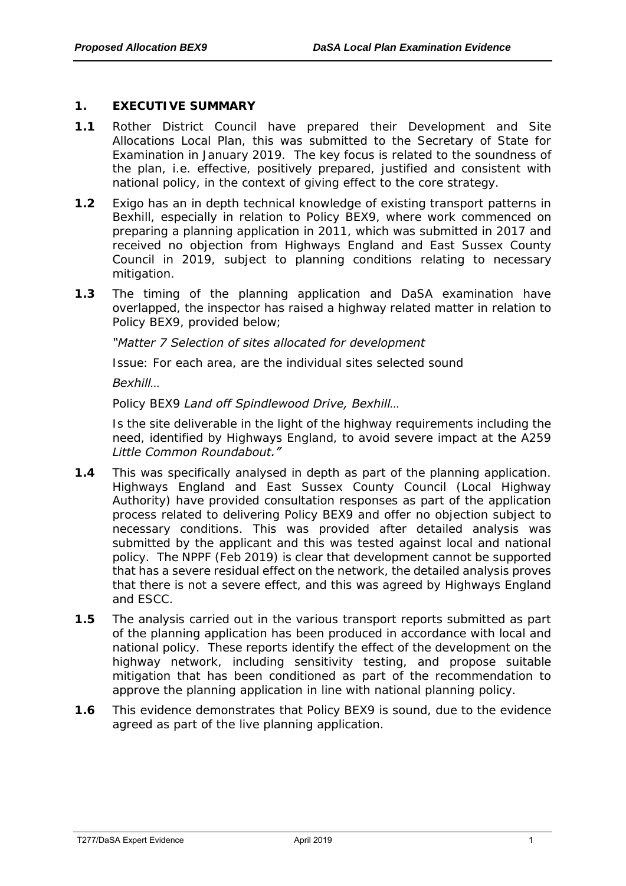## 1. EXECUTIVE SUMMARY

**1.1** Rother District Council have prepared their Development and Site Allocations Local Plan, this was submitted to the Secretary of State for Examination in January 2019. The key focus is related to the soundness of the plan, i.e. effective, positively prepared, justified and consistent with national policy, in the context of giving effect to the core strategy.

**1.2** Exigo has an in depth technical knowledge of existing transport patterns in Bexhill, especially in relation to Policy BEX9, where work commenced on preparing a planning application in 2011, which was submitted in 2017 and received no objection from Highways England and East Sussex County Council in 2019, subject to planning conditions relating to necessary mitigation.

**1.3** The timing of the planning application and DaSA examination have overlapped, the inspector has raised a highway related matter in relation to Policy BEX9, provided below;

> *"Matter 7 Selection of sites allocated for development*
>
> Issue: For each area, are the individual sites selected sound
>
> *Bexhill…*
>
> Policy BEX9 *Land off Spindlewood Drive, Bexhill…*
>
> Is the site deliverable in the light of the highway requirements including the need, identified by Highways England, to avoid severe impact at the A259 *Little Common Roundabout."*

**1.4** This was specifically analysed in depth as part of the planning application. Highways England and East Sussex County Council (Local Highway Authority) have provided consultation responses as part of the application process related to delivering Policy BEX9 and offer no objection subject to necessary conditions. This was provided after detailed analysis was submitted by the applicant and this was tested against local and national policy. The NPPF (Feb 2019) is clear that development cannot be supported that has a severe residual effect on the network, the detailed analysis proves that there is not a severe effect, and this was agreed by Highways England and ESCC.

**1.5** The analysis carried out in the various transport reports submitted as part of the planning application has been produced in accordance with local and national policy. These reports identify the effect of the development on the highway network, including sensitivity testing, and propose suitable mitigation that has been conditioned as part of the recommendation to approve the planning application in line with national planning policy.

**1.6** This evidence demonstrates that Policy BEX9 is sound, due to the evidence agreed as part of the live planning application.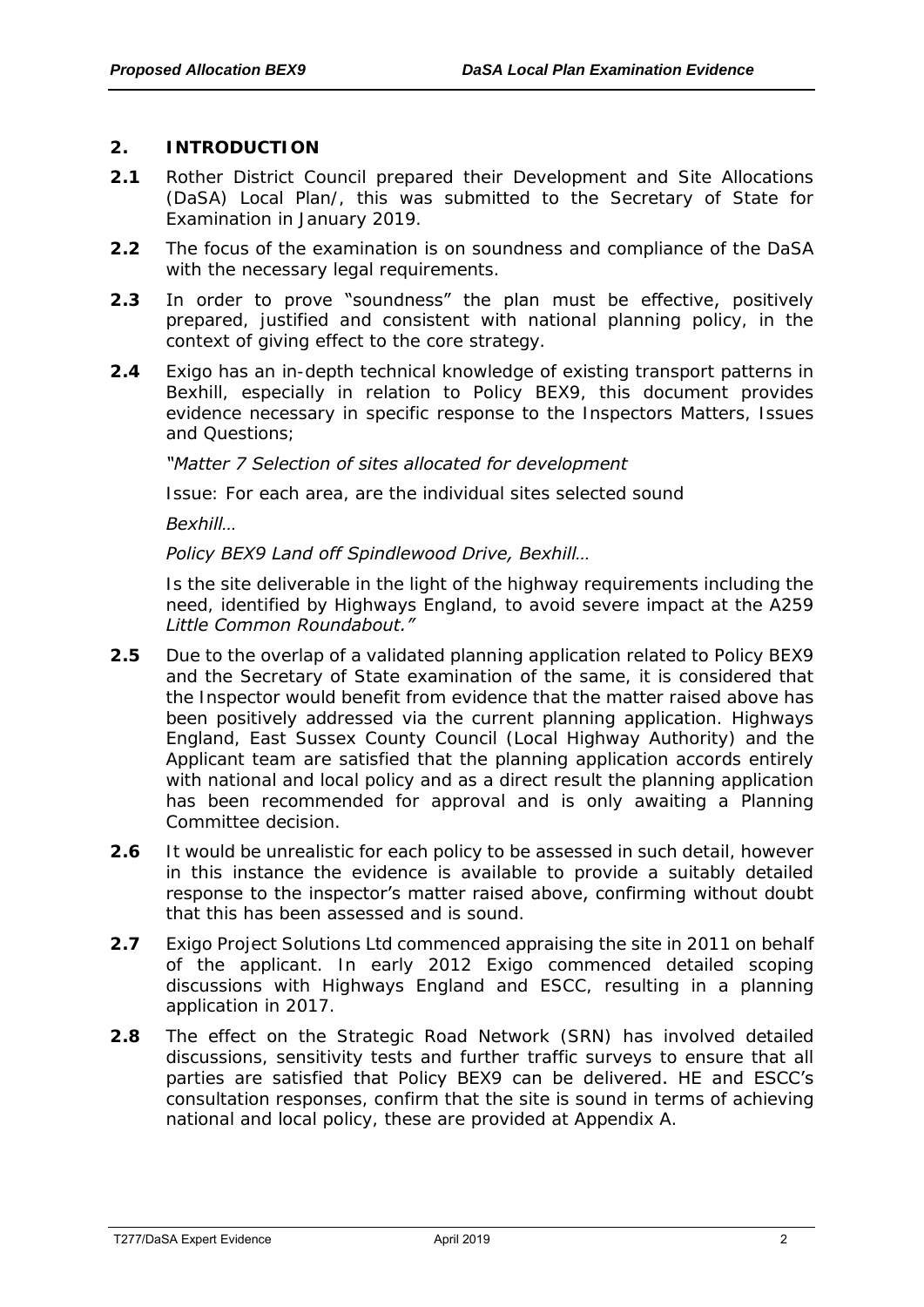## 2. INTRODUCTION

**2.1** Rother District Council prepared their Development and Site Allocations (DaSA) Local Plan/, this was submitted to the Secretary of State for Examination in January 2019.

**2.2** The focus of the examination is on soundness and compliance of the DaSA with the necessary legal requirements.

**2.3** In order to prove "soundness" the plan must be effective, positively prepared, justified and consistent with national planning policy, in the context of giving effect to the core strategy.

**2.4** Exigo has an in-depth technical knowledge of existing transport patterns in Bexhill, especially in relation to Policy BEX9, this document provides evidence necessary in specific response to the Inspectors Matters, Issues and Questions;

*"Matter 7 Selection of sites allocated for development*

Issue: For each area, are the individual sites selected sound

*Bexhill…*

*Policy BEX9 Land off Spindlewood Drive, Bexhill…*

Is the site deliverable in the light of the highway requirements including the need, identified by Highways England, to avoid severe impact at the A259 *Little Common Roundabout."*

**2.5** Due to the overlap of a validated planning application related to Policy BEX9 and the Secretary of State examination of the same, it is considered that the Inspector would benefit from evidence that the matter raised above has been positively addressed via the current planning application. Highways England, East Sussex County Council (Local Highway Authority) and the Applicant team are satisfied that the planning application accords entirely with national and local policy and as a direct result the planning application has been recommended for approval and is only awaiting a Planning Committee decision.

**2.6** It would be unrealistic for each policy to be assessed in such detail, however in this instance the evidence is available to provide a suitably detailed response to the inspector's matter raised above, confirming without doubt that this has been assessed and is sound.

**2.7** Exigo Project Solutions Ltd commenced appraising the site in 2011 on behalf of the applicant. In early 2012 Exigo commenced detailed scoping discussions with Highways England and ESCC, resulting in a planning application in 2017.

**2.8** The effect on the Strategic Road Network (SRN) has involved detailed discussions, sensitivity tests and further traffic surveys to ensure that all parties are satisfied that Policy BEX9 can be delivered. HE and ESCC's consultation responses, confirm that the site is sound in terms of achieving national and local policy, these are provided at Appendix A.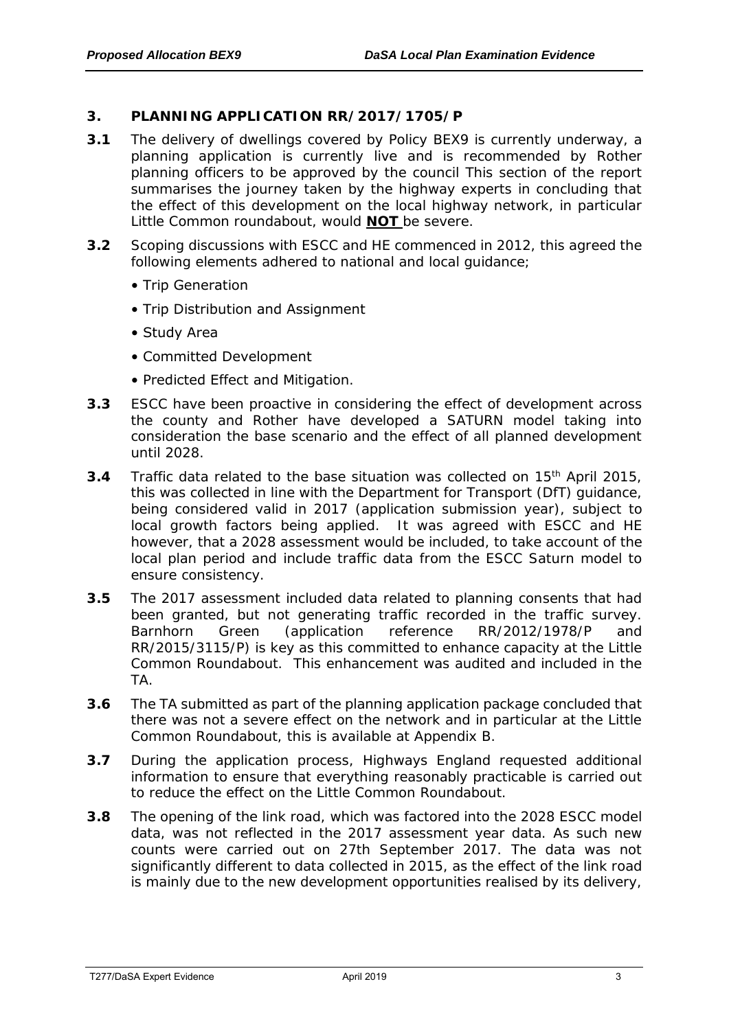## 3. PLANNING APPLICATION RR/2017/1705/P

**3.1** The delivery of dwellings covered by Policy BEX9 is currently underway, a planning application is currently live and is recommended by Rother planning officers to be approved by the council This section of the report summarises the journey taken by the highway experts in concluding that the effect of this development on the local highway network, in particular Little Common roundabout, would **NOT** be severe.

**3.2** Scoping discussions with ESCC and HE commenced in 2012, this agreed the following elements adhered to national and local guidance;

- Trip Generation
- Trip Distribution and Assignment
- Study Area
- Committed Development
- Predicted Effect and Mitigation.

**3.3** ESCC have been proactive in considering the effect of development across the county and Rother have developed a SATURN model taking into consideration the base scenario and the effect of all planned development until 2028.

**3.4** Traffic data related to the base situation was collected on 15th April 2015, this was collected in line with the Department for Transport (DfT) guidance, being considered valid in 2017 (application submission year), subject to local growth factors being applied. It was agreed with ESCC and HE however, that a 2028 assessment would be included, to take account of the local plan period and include traffic data from the ESCC Saturn model to ensure consistency.

**3.5** The 2017 assessment included data related to planning consents that had been granted, but not generating traffic recorded in the traffic survey. Barnhorn Green (application reference RR/2012/1978/P and RR/2015/3115/P) is key as this committed to enhance capacity at the Little Common Roundabout. This enhancement was audited and included in the TA.

**3.6** The TA submitted as part of the planning application package concluded that there was not a severe effect on the network and in particular at the Little Common Roundabout, this is available at Appendix B.

**3.7** During the application process, Highways England requested additional information to ensure that everything reasonably practicable is carried out to reduce the effect on the Little Common Roundabout.

**3.8** The opening of the link road, which was factored into the 2028 ESCC model data, was not reflected in the 2017 assessment year data. As such new counts were carried out on 27th September 2017. The data was not significantly different to data collected in 2015, as the effect of the link road is mainly due to the new development opportunities realised by its delivery,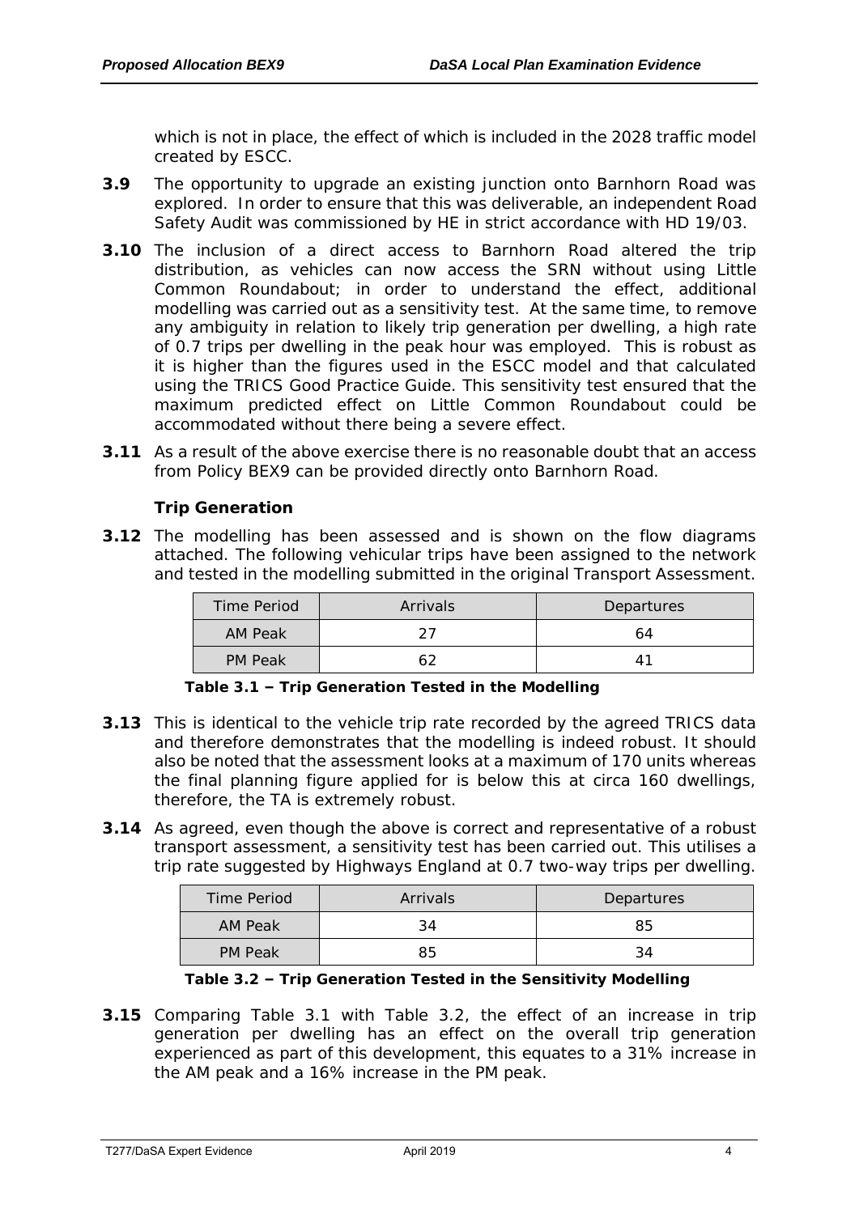which is not in place, the effect of which is included in the 2028 traffic model created by ESCC.

**3.9** The opportunity to upgrade an existing junction onto Barnhorn Road was explored. In order to ensure that this was deliverable, an independent Road Safety Audit was commissioned by HE in strict accordance with HD 19/03.

**3.10** The inclusion of a direct access to Barnhorn Road altered the trip distribution, as vehicles can now access the SRN without using Little Common Roundabout; in order to understand the effect, additional modelling was carried out as a sensitivity test. At the same time, to remove any ambiguity in relation to likely trip generation per dwelling, a high rate of 0.7 trips per dwelling in the peak hour was employed. This is robust as it is higher than the figures used in the ESCC model and that calculated using the TRICS Good Practice Guide. This sensitivity test ensured that the maximum predicted effect on Little Common Roundabout could be accommodated without there being a severe effect.

**3.11** As a result of the above exercise there is no reasonable doubt that an access from Policy BEX9 can be provided directly onto Barnhorn Road.

### Trip Generation

**3.12** The modelling has been assessed and is shown on the flow diagrams attached. The following vehicular trips have been assigned to the network and tested in the modelling submitted in the original Transport Assessment.

| Time Period | Arrivals | Departures |
|---|---|---|
| AM Peak | 27 | 64 |
| PM Peak | 62 | 41 |

**Table 3.1 – Trip Generation Tested in the Modelling**

**3.13** This is identical to the vehicle trip rate recorded by the agreed TRICS data and therefore demonstrates that the modelling is indeed robust. It should also be noted that the assessment looks at a maximum of 170 units whereas the final planning figure applied for is below this at circa 160 dwellings, therefore, the TA is extremely robust.

**3.14** As agreed, even though the above is correct and representative of a robust transport assessment, a sensitivity test has been carried out. This utilises a trip rate suggested by Highways England at 0.7 two-way trips per dwelling.

| Time Period | Arrivals | Departures |
|---|---|---|
| AM Peak | 34 | 85 |
| PM Peak | 85 | 34 |

**Table 3.2 – Trip Generation Tested in the Sensitivity Modelling**

**3.15** Comparing Table 3.1 with Table 3.2, the effect of an increase in trip generation per dwelling has an effect on the overall trip generation experienced as part of this development, this equates to a 31% increase in the AM peak and a 16% increase in the PM peak.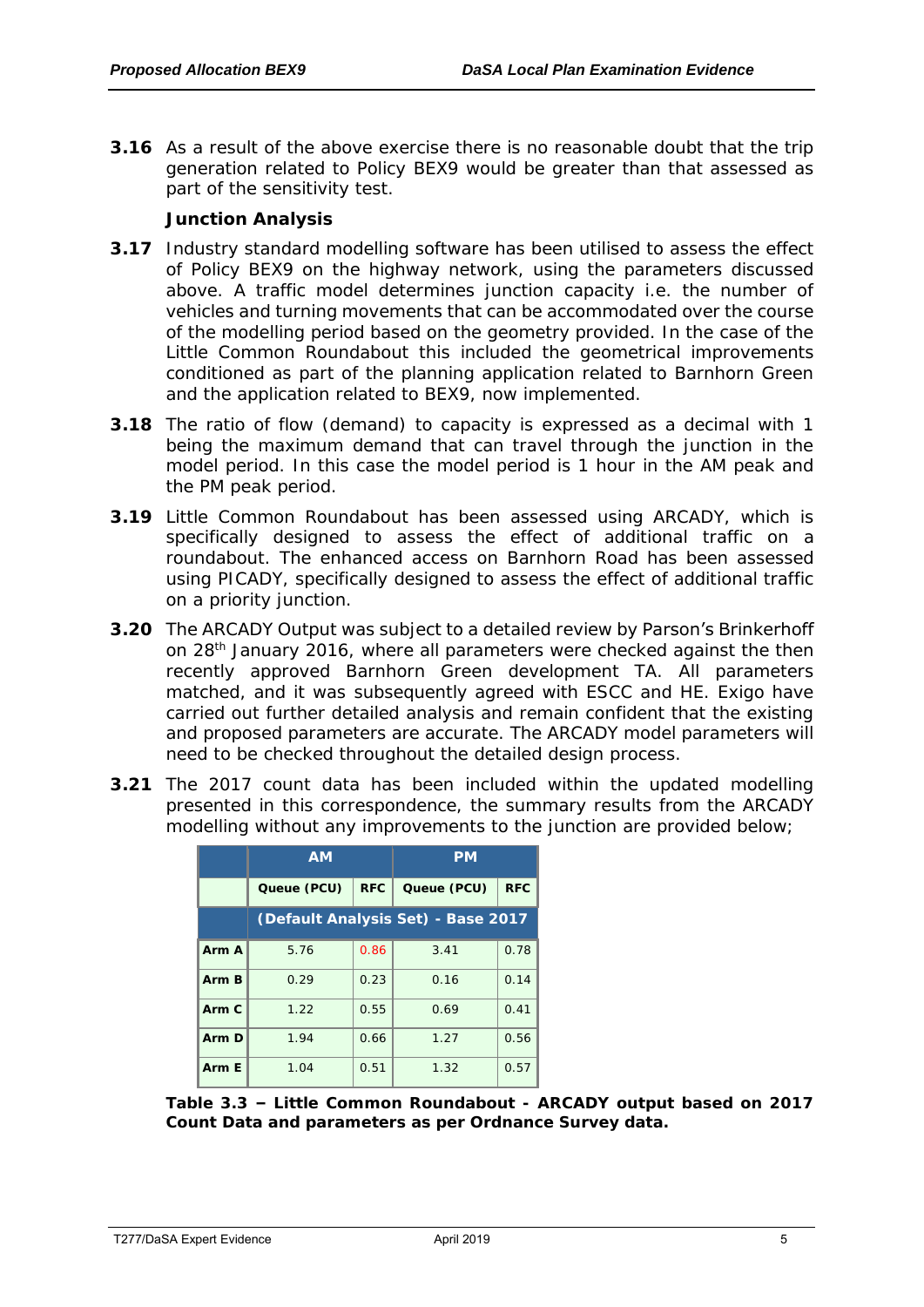**3.16** As a result of the above exercise there is no reasonable doubt that the trip generation related to Policy BEX9 would be greater than that assessed as part of the sensitivity test.

**Junction Analysis**

**3.17** Industry standard modelling software has been utilised to assess the effect of Policy BEX9 on the highway network, using the parameters discussed above. A traffic model determines junction capacity i.e. the number of vehicles and turning movements that can be accommodated over the course of the modelling period based on the geometry provided. In the case of the Little Common Roundabout this included the geometrical improvements conditioned as part of the planning application related to Barnhorn Green and the application related to BEX9, now implemented.

**3.18** The ratio of flow (demand) to capacity is expressed as a decimal with 1 being the maximum demand that can travel through the junction in the model period. In this case the model period is 1 hour in the AM peak and the PM peak period.

**3.19** Little Common Roundabout has been assessed using ARCADY, which is specifically designed to assess the effect of additional traffic on a roundabout. The enhanced access on Barnhorn Road has been assessed using PICADY, specifically designed to assess the effect of additional traffic on a priority junction.

**3.20** The ARCADY Output was subject to a detailed review by Parson's Brinkerhoff on 28th January 2016, where all parameters were checked against the then recently approved Barnhorn Green development TA. All parameters matched, and it was subsequently agreed with ESCC and HE. Exigo have carried out further detailed analysis and remain confident that the existing and proposed parameters are accurate. The ARCADY model parameters will need to be checked throughout the detailed design process.

**3.21** The 2017 count data has been included within the updated modelling presented in this correspondence, the summary results from the ARCADY modelling without any improvements to the junction are provided below;

| | AM | | PM | |
|---|---|---|---|---|
| | Queue (PCU) | RFC | Queue (PCU) | RFC |
| | (Default Analysis Set) - Base 2017 | | | |
| Arm A | 5.76 | 0.86 | 3.41 | 0.78 |
| Arm B | 0.29 | 0.23 | 0.16 | 0.14 |
| Arm C | 1.22 | 0.55 | 0.69 | 0.41 |
| Arm D | 1.94 | 0.66 | 1.27 | 0.56 |
| Arm E | 1.04 | 0.51 | 1.32 | 0.57 |

**Table 3.3 – Little Common Roundabout - ARCADY output based on 2017 Count Data and parameters as per Ordnance Survey data.**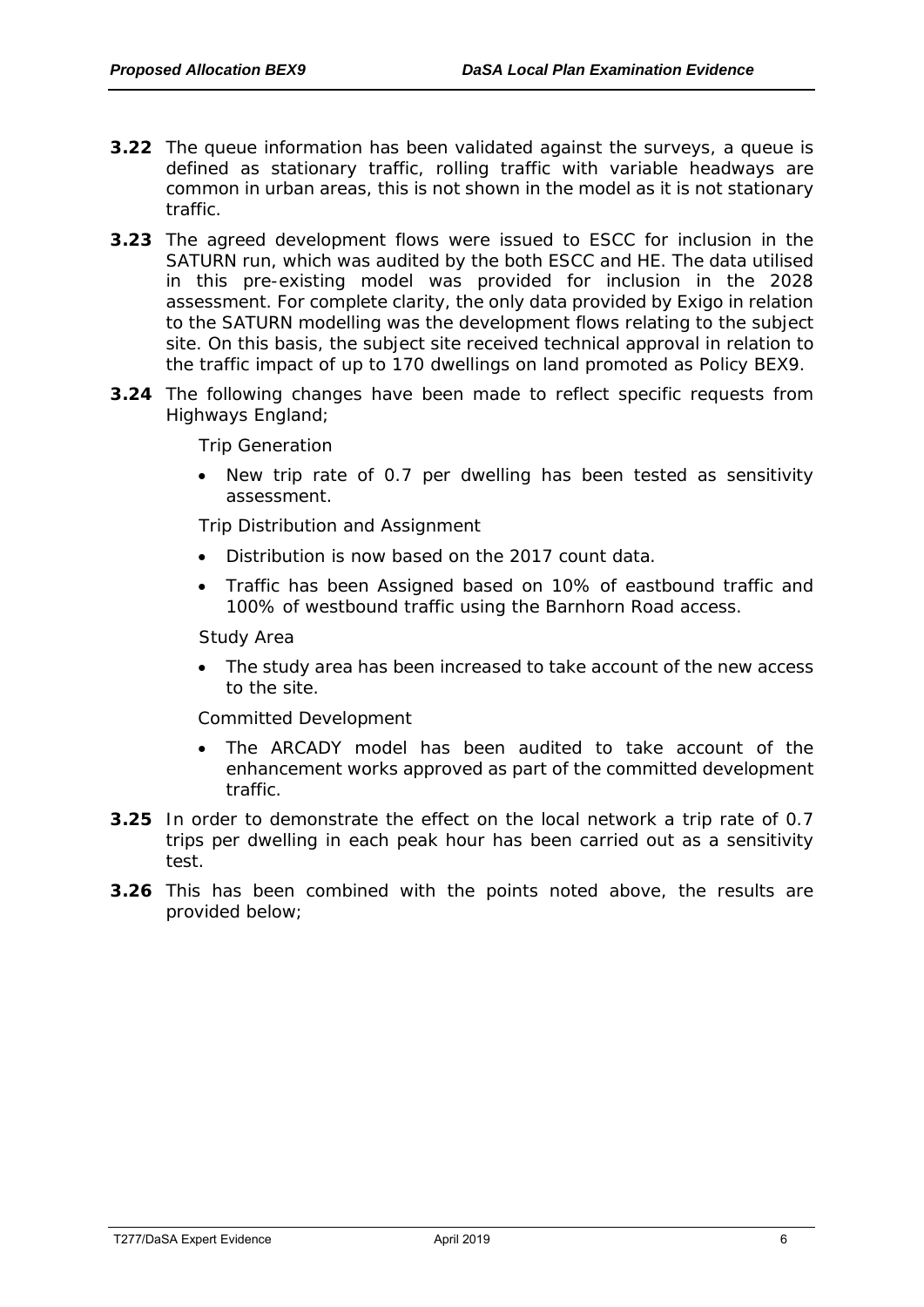**3.22** The queue information has been validated against the surveys, a queue is defined as stationary traffic, rolling traffic with variable headways are common in urban areas, this is not shown in the model as it is not stationary traffic.

**3.23** The agreed development flows were issued to ESCC for inclusion in the SATURN run, which was audited by the both ESCC and HE. The data utilised in this pre-existing model was provided for inclusion in the 2028 assessment. For complete clarity, the only data provided by Exigo in relation to the SATURN modelling was the development flows relating to the subject site. On this basis, the subject site received technical approval in relation to the traffic impact of up to 170 dwellings on land promoted as Policy BEX9.

**3.24** The following changes have been made to reflect specific requests from Highways England;

Trip Generation

- New trip rate of 0.7 per dwelling has been tested as sensitivity assessment.

Trip Distribution and Assignment

- Distribution is now based on the 2017 count data.
- Traffic has been Assigned based on 10% of eastbound traffic and 100% of westbound traffic using the Barnhorn Road access.

Study Area

- The study area has been increased to take account of the new access to the site.

Committed Development

- The ARCADY model has been audited to take account of the enhancement works approved as part of the committed development traffic.

**3.25** In order to demonstrate the effect on the local network a trip rate of 0.7 trips per dwelling in each peak hour has been carried out as a sensitivity test.

**3.26** This has been combined with the points noted above, the results are provided below;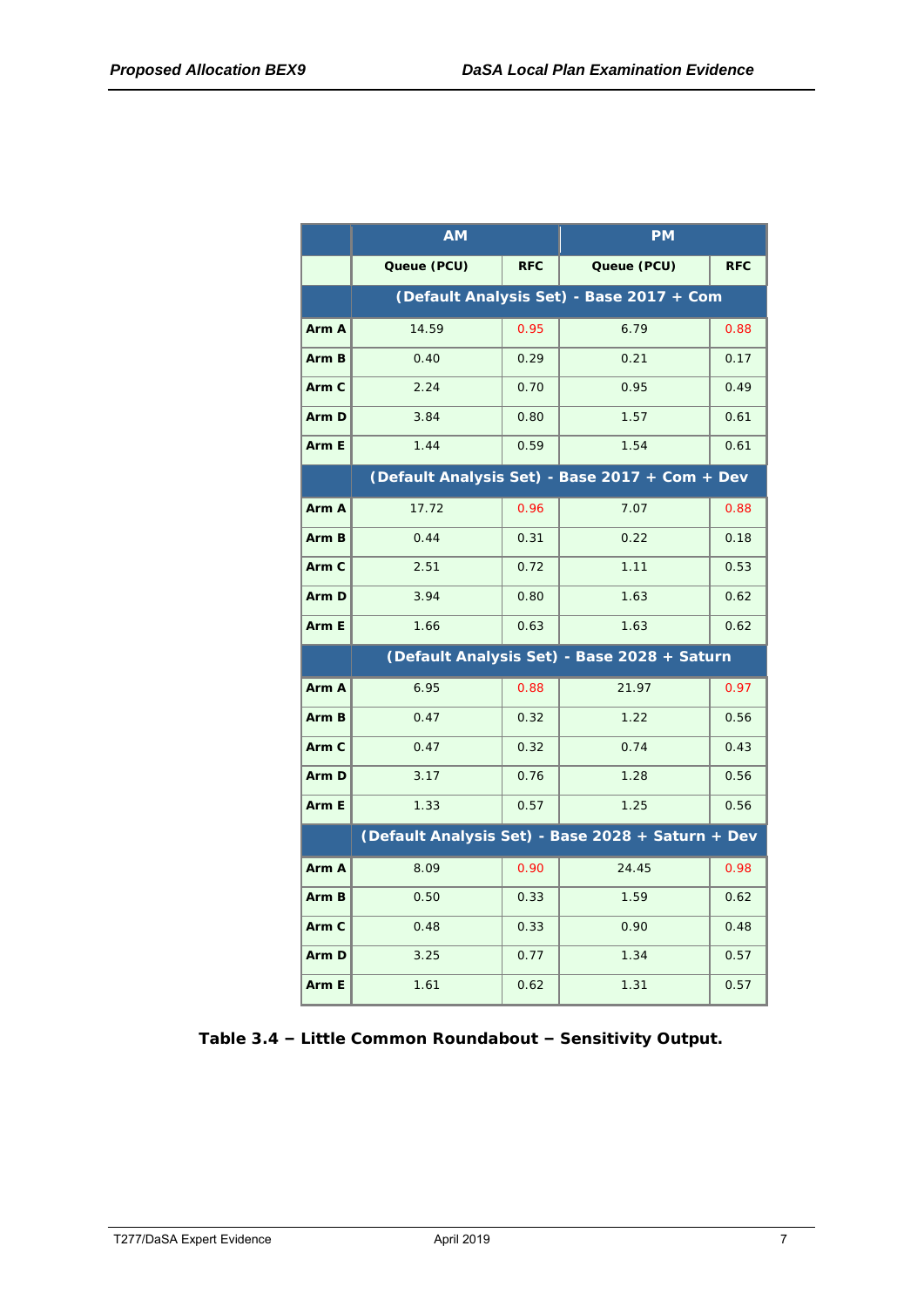| | AM | | PM | |
|---|---|---|---|---|
| | Queue (PCU) | RFC | Queue (PCU) | RFC |
| | (Default Analysis Set) - Base 2017 + Com | | | |
| Arm A | 14.59 | 0.95 | 6.79 | 0.88 |
| Arm B | 0.40 | 0.29 | 0.21 | 0.17 |
| Arm C | 2.24 | 0.70 | 0.95 | 0.49 |
| Arm D | 3.84 | 0.80 | 1.57 | 0.61 |
| Arm E | 1.44 | 0.59 | 1.54 | 0.61 |
| | (Default Analysis Set) - Base 2017 + Com + Dev | | | |
| Arm A | 17.72 | 0.96 | 7.07 | 0.88 |
| Arm B | 0.44 | 0.31 | 0.22 | 0.18 |
| Arm C | 2.51 | 0.72 | 1.11 | 0.53 |
| Arm D | 3.94 | 0.80 | 1.63 | 0.62 |
| Arm E | 1.66 | 0.63 | 1.63 | 0.62 |
| | (Default Analysis Set) - Base 2028 + Saturn | | | |
| Arm A | 6.95 | 0.88 | 21.97 | 0.97 |
| Arm B | 0.47 | 0.32 | 1.22 | 0.56 |
| Arm C | 0.47 | 0.32 | 0.74 | 0.43 |
| Arm D | 3.17 | 0.76 | 1.28 | 0.56 |
| Arm E | 1.33 | 0.57 | 1.25 | 0.56 |
| | (Default Analysis Set) - Base 2028 + Saturn + Dev | | | |
| Arm A | 8.09 | 0.90 | 24.45 | 0.98 |
| Arm B | 0.50 | 0.33 | 1.59 | 0.62 |
| Arm C | 0.48 | 0.33 | 0.90 | 0.48 |
| Arm D | 3.25 | 0.77 | 1.34 | 0.57 |
| Arm E | 1.61 | 0.62 | 1.31 | 0.57 |

**Table 3.4 – Little Common Roundabout – Sensitivity Output.**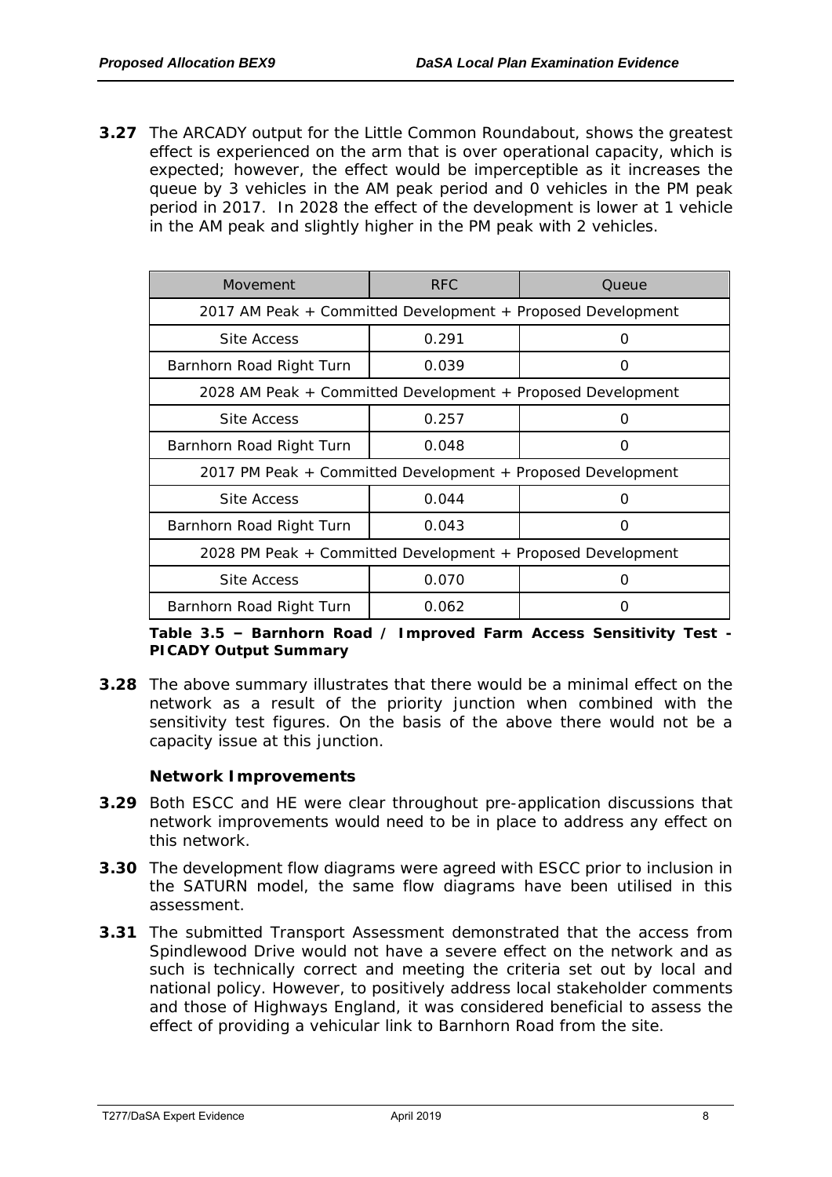**3.27** The ARCADY output for the Little Common Roundabout, shows the greatest effect is experienced on the arm that is over operational capacity, which is expected; however, the effect would be imperceptible as it increases the queue by 3 vehicles in the AM peak period and 0 vehicles in the PM peak period in 2017. In 2028 the effect of the development is lower at 1 vehicle in the AM peak and slightly higher in the PM peak with 2 vehicles.

| Movement | RFC | Queue |
|---|---|---|
| 2017 AM Peak + Committed Development + Proposed Development | | |
| Site Access | 0.291 | 0 |
| Barnhorn Road Right Turn | 0.039 | 0 |
| 2028 AM Peak + Committed Development + Proposed Development | | |
| Site Access | 0.257 | 0 |
| Barnhorn Road Right Turn | 0.048 | 0 |
| 2017 PM Peak + Committed Development + Proposed Development | | |
| Site Access | 0.044 | 0 |
| Barnhorn Road Right Turn | 0.043 | 0 |
| 2028 PM Peak + Committed Development + Proposed Development | | |
| Site Access | 0.070 | 0 |
| Barnhorn Road Right Turn | 0.062 | 0 |

**Table 3.5 – Barnhorn Road / Improved Farm Access Sensitivity Test - PICADY Output Summary**

**3.28** The above summary illustrates that there would be a minimal effect on the network as a result of the priority junction when combined with the sensitivity test figures. On the basis of the above there would not be a capacity issue at this junction.

**Network Improvements**

**3.29** Both ESCC and HE were clear throughout pre-application discussions that network improvements would need to be in place to address any effect on this network.

**3.30** The development flow diagrams were agreed with ESCC prior to inclusion in the SATURN model, the same flow diagrams have been utilised in this assessment.

**3.31** The submitted Transport Assessment demonstrated that the access from Spindlewood Drive would not have a severe effect on the network and as such is technically correct and meeting the criteria set out by local and national policy. However, to positively address local stakeholder comments and those of Highways England, it was considered beneficial to assess the effect of providing a vehicular link to Barnhorn Road from the site.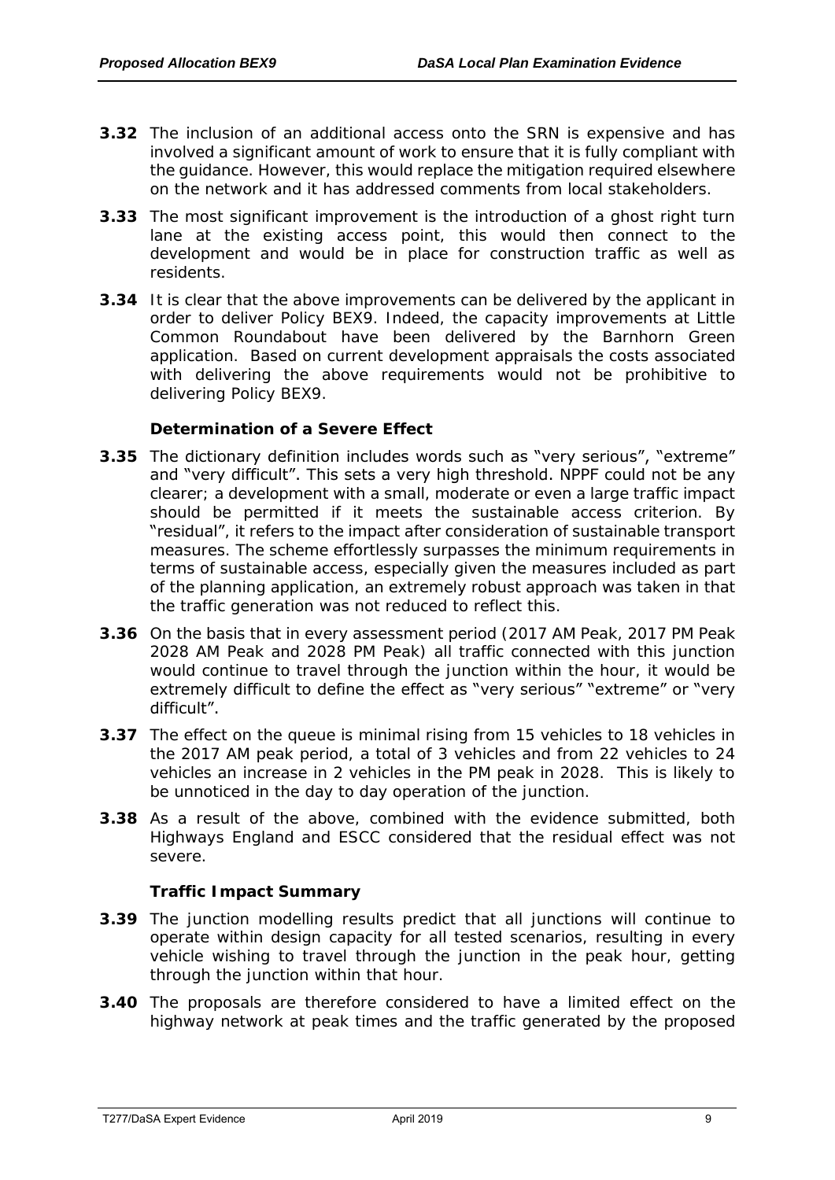**3.32** The inclusion of an additional access onto the SRN is expensive and has involved a significant amount of work to ensure that it is fully compliant with the guidance. However, this would replace the mitigation required elsewhere on the network and it has addressed comments from local stakeholders.

**3.33** The most significant improvement is the introduction of a ghost right turn lane at the existing access point, this would then connect to the development and would be in place for construction traffic as well as residents.

**3.34** It is clear that the above improvements can be delivered by the applicant in order to deliver Policy BEX9. Indeed, the capacity improvements at Little Common Roundabout have been delivered by the Barnhorn Green application. Based on current development appraisals the costs associated with delivering the above requirements would not be prohibitive to delivering Policy BEX9.

### Determination of a Severe Effect

**3.35** The dictionary definition includes words such as "very serious", "extreme" and "very difficult". This sets a very high threshold. NPPF could not be any clearer; a development with a small, moderate or even a large traffic impact should be permitted if it meets the sustainable access criterion. By "residual", it refers to the impact after consideration of sustainable transport measures. The scheme effortlessly surpasses the minimum requirements in terms of sustainable access, especially given the measures included as part of the planning application, an extremely robust approach was taken in that the traffic generation was not reduced to reflect this.

**3.36** On the basis that in every assessment period (2017 AM Peak, 2017 PM Peak 2028 AM Peak and 2028 PM Peak) all traffic connected with this junction would continue to travel through the junction within the hour, it would be extremely difficult to define the effect as "very serious" "extreme" or "very difficult".

**3.37** The effect on the queue is minimal rising from 15 vehicles to 18 vehicles in the 2017 AM peak period, a total of 3 vehicles and from 22 vehicles to 24 vehicles an increase in 2 vehicles in the PM peak in 2028. This is likely to be unnoticed in the day to day operation of the junction.

**3.38** As a result of the above, combined with the evidence submitted, both Highways England and ESCC considered that the residual effect was not severe.

### Traffic Impact Summary

**3.39** The junction modelling results predict that all junctions will continue to operate within design capacity for all tested scenarios, resulting in every vehicle wishing to travel through the junction in the peak hour, getting through the junction within that hour.

**3.40** The proposals are therefore considered to have a limited effect on the highway network at peak times and the traffic generated by the proposed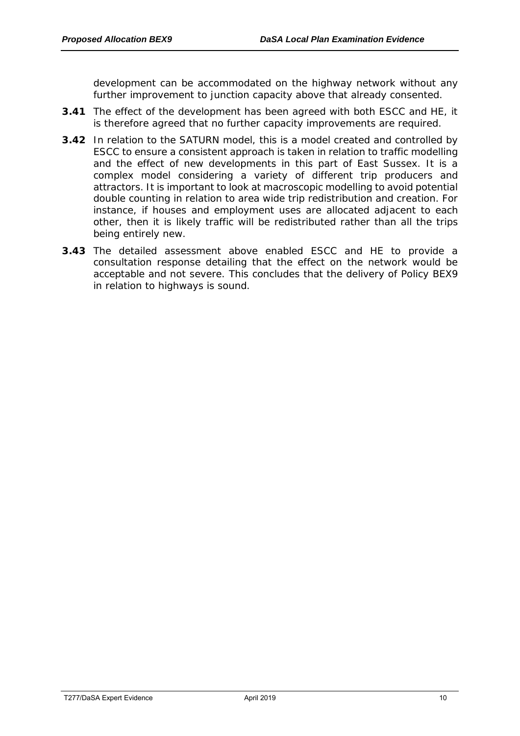development can be accommodated on the highway network without any further improvement to junction capacity above that already consented.

**3.41** The effect of the development has been agreed with both ESCC and HE, it is therefore agreed that no further capacity improvements are required.

**3.42** In relation to the SATURN model, this is a model created and controlled by ESCC to ensure a consistent approach is taken in relation to traffic modelling and the effect of new developments in this part of East Sussex. It is a complex model considering a variety of different trip producers and attractors. It is important to look at macroscopic modelling to avoid potential double counting in relation to area wide trip redistribution and creation. For instance, if houses and employment uses are allocated adjacent to each other, then it is likely traffic will be redistributed rather than all the trips being entirely new.

**3.43** The detailed assessment above enabled ESCC and HE to provide a consultation response detailing that the effect on the network would be acceptable and not severe. This concludes that the delivery of Policy BEX9 in relation to highways is sound.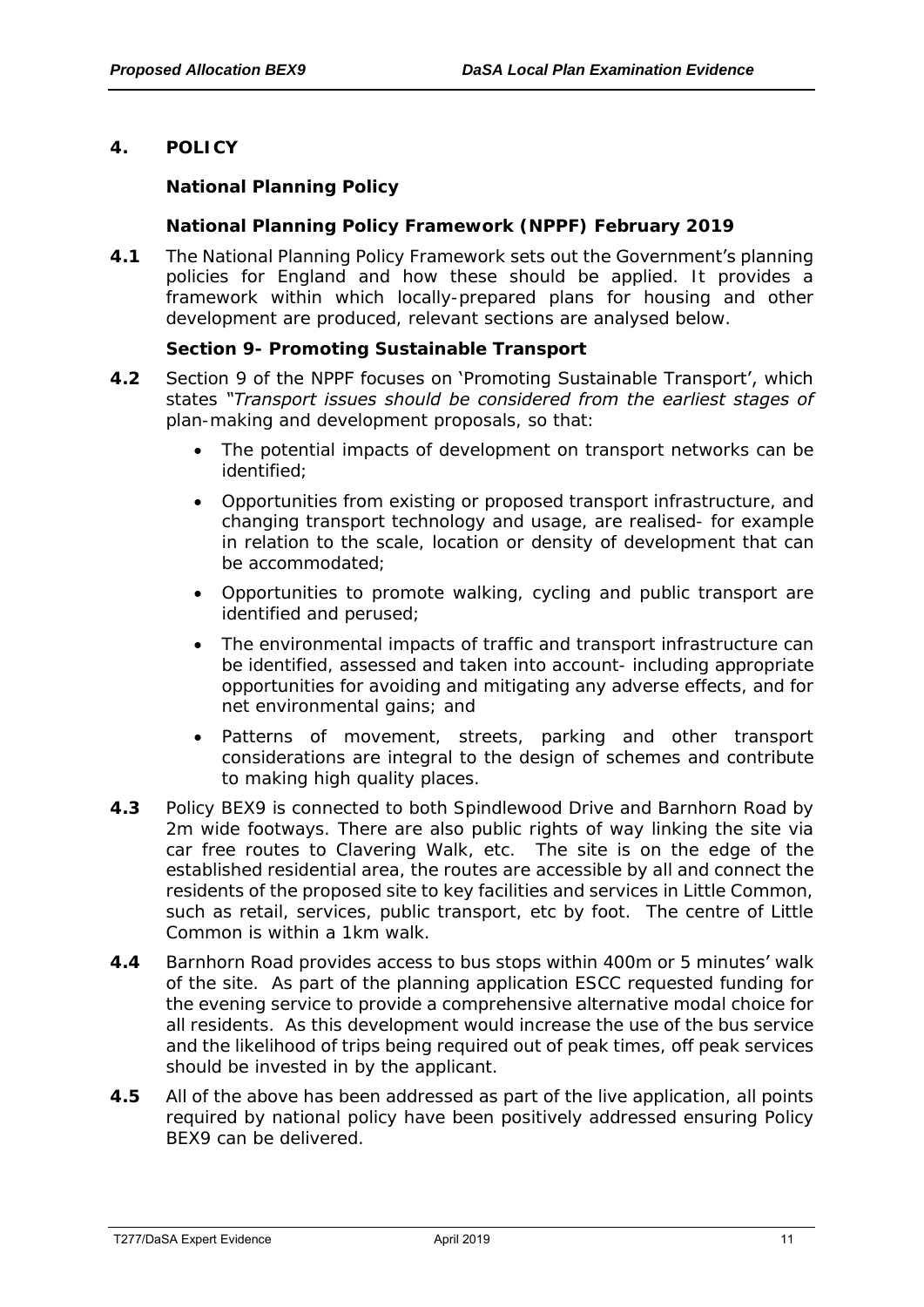## 4. POLICY

### National Planning Policy

#### National Planning Policy Framework (NPPF) February 2019

**4.1** The National Planning Policy Framework sets out the Government's planning policies for England and how these should be applied. It provides a framework within which locally-prepared plans for housing and other development are produced, relevant sections are analysed below.

#### Section 9- Promoting Sustainable Transport

**4.2** Section 9 of the NPPF focuses on 'Promoting Sustainable Transport', which states *"Transport issues should be considered from the earliest stages of* plan-making and development proposals, so that:

- The potential impacts of development on transport networks can be identified;
- Opportunities from existing or proposed transport infrastructure, and changing transport technology and usage, are realised- for example in relation to the scale, location or density of development that can be accommodated;
- Opportunities to promote walking, cycling and public transport are identified and perused;
- The environmental impacts of traffic and transport infrastructure can be identified, assessed and taken into account- including appropriate opportunities for avoiding and mitigating any adverse effects, and for net environmental gains; and
- Patterns of movement, streets, parking and other transport considerations are integral to the design of schemes and contribute to making high quality places.

**4.3** Policy BEX9 is connected to both Spindlewood Drive and Barnhorn Road by 2m wide footways. There are also public rights of way linking the site via car free routes to Clavering Walk, etc. The site is on the edge of the established residential area, the routes are accessible by all and connect the residents of the proposed site to key facilities and services in Little Common, such as retail, services, public transport, etc by foot. The centre of Little Common is within a 1km walk.

**4.4** Barnhorn Road provides access to bus stops within 400m or 5 minutes' walk of the site. As part of the planning application ESCC requested funding for the evening service to provide a comprehensive alternative modal choice for all residents. As this development would increase the use of the bus service and the likelihood of trips being required out of peak times, off peak services should be invested in by the applicant.

**4.5** All of the above has been addressed as part of the live application, all points required by national policy have been positively addressed ensuring Policy BEX9 can be delivered.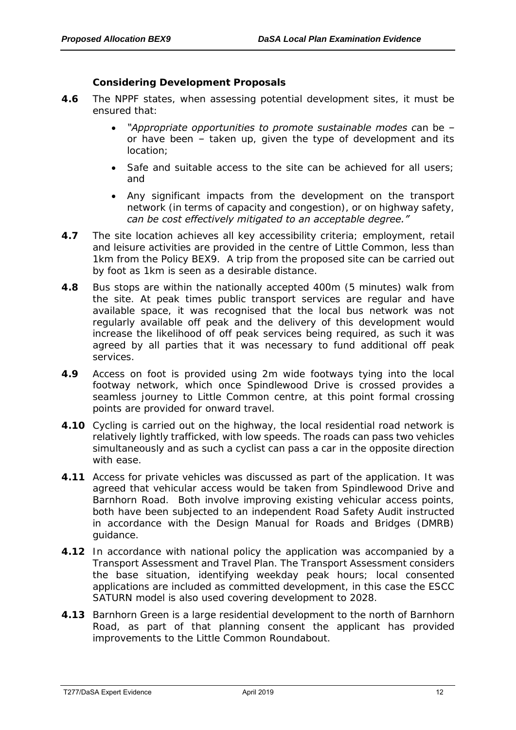### Considering Development Proposals

**4.6** The NPPF states, when assessing potential development sites, it must be ensured that:

- *"Appropriate opportunities to promote sustainable modes c*an be – or have been – taken up, given the type of development and its location;
- Safe and suitable access to the site can be achieved for all users; and
- Any significant impacts from the development on the transport network (in terms of capacity and congestion), or on highway safety, *can be cost effectively mitigated to an acceptable degree."*

**4.7** The site location achieves all key accessibility criteria; employment, retail and leisure activities are provided in the centre of Little Common, less than 1km from the Policy BEX9. A trip from the proposed site can be carried out by foot as 1km is seen as a desirable distance.

**4.8** Bus stops are within the nationally accepted 400m (5 minutes) walk from the site. At peak times public transport services are regular and have available space, it was recognised that the local bus network was not regularly available off peak and the delivery of this development would increase the likelihood of off peak services being required, as such it was agreed by all parties that it was necessary to fund additional off peak services.

**4.9** Access on foot is provided using 2m wide footways tying into the local footway network, which once Spindlewood Drive is crossed provides a seamless journey to Little Common centre, at this point formal crossing points are provided for onward travel.

**4.10** Cycling is carried out on the highway, the local residential road network is relatively lightly trafficked, with low speeds. The roads can pass two vehicles simultaneously and as such a cyclist can pass a car in the opposite direction with ease.

**4.11** Access for private vehicles was discussed as part of the application. It was agreed that vehicular access would be taken from Spindlewood Drive and Barnhorn Road. Both involve improving existing vehicular access points, both have been subjected to an independent Road Safety Audit instructed in accordance with the Design Manual for Roads and Bridges (DMRB) guidance.

**4.12** In accordance with national policy the application was accompanied by a Transport Assessment and Travel Plan. The Transport Assessment considers the base situation, identifying weekday peak hours; local consented applications are included as committed development, in this case the ESCC SATURN model is also used covering development to 2028.

**4.13** Barnhorn Green is a large residential development to the north of Barnhorn Road, as part of that planning consent the applicant has provided improvements to the Little Common Roundabout.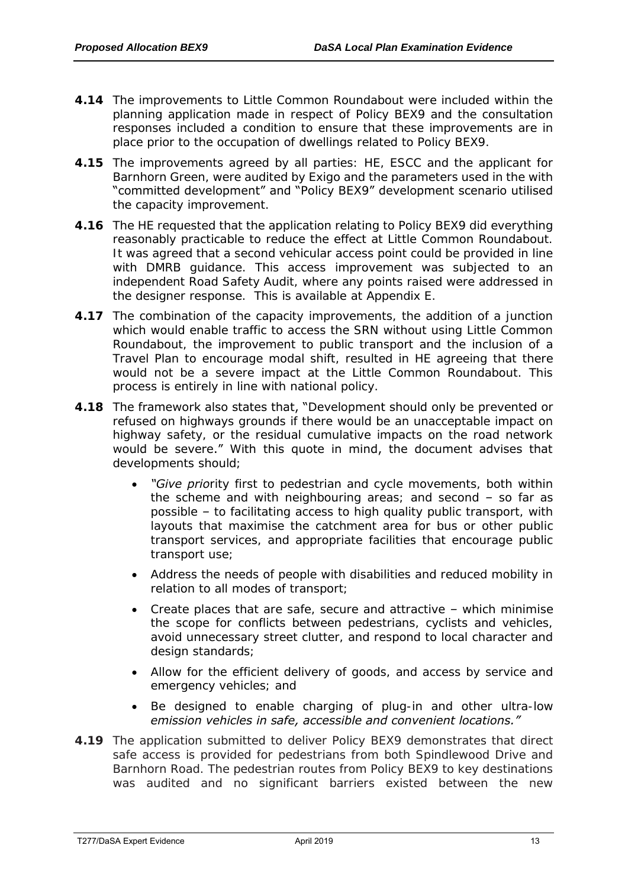**4.14** The improvements to Little Common Roundabout were included within the planning application made in respect of Policy BEX9 and the consultation responses included a condition to ensure that these improvements are in place prior to the occupation of dwellings related to Policy BEX9.

**4.15** The improvements agreed by all parties: HE, ESCC and the applicant for Barnhorn Green, were audited by Exigo and the parameters used in the with "committed development" and "Policy BEX9" development scenario utilised the capacity improvement.

**4.16** The HE requested that the application relating to Policy BEX9 did everything reasonably practicable to reduce the effect at Little Common Roundabout. It was agreed that a second vehicular access point could be provided in line with DMRB guidance. This access improvement was subjected to an independent Road Safety Audit, where any points raised were addressed in the designer response. This is available at Appendix E.

**4.17** The combination of the capacity improvements, the addition of a junction which would enable traffic to access the SRN without using Little Common Roundabout, the improvement to public transport and the inclusion of a Travel Plan to encourage modal shift, resulted in HE agreeing that there would not be a severe impact at the Little Common Roundabout. This process is entirely in line with national policy.

**4.18** The framework also states that, "Development should only be prevented or refused on highways grounds if there would be an unacceptable impact on highway safety, or the residual cumulative impacts on the road network would be severe." With this quote in mind, the document advises that developments should;

- *"Give prio*rity first to pedestrian and cycle movements, both within the scheme and with neighbouring areas; and second – so far as possible – to facilitating access to high quality public transport, with layouts that maximise the catchment area for bus or other public transport services, and appropriate facilities that encourage public transport use;
- Address the needs of people with disabilities and reduced mobility in relation to all modes of transport;
- Create places that are safe, secure and attractive – which minimise the scope for conflicts between pedestrians, cyclists and vehicles, avoid unnecessary street clutter, and respond to local character and design standards;
- Allow for the efficient delivery of goods, and access by service and emergency vehicles; and
- Be designed to enable charging of plug-in and other ultra-low *emission vehicles in safe, accessible and convenient locations."*

**4.19** The application submitted to deliver Policy BEX9 demonstrates that direct safe access is provided for pedestrians from both Spindlewood Drive and Barnhorn Road. The pedestrian routes from Policy BEX9 to key destinations was audited and no significant barriers existed between the new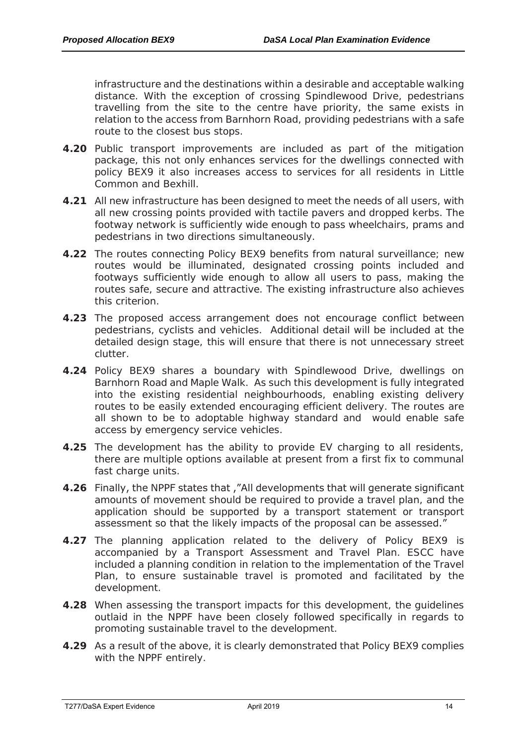infrastructure and the destinations within a desirable and acceptable walking distance. With the exception of crossing Spindlewood Drive, pedestrians travelling from the site to the centre have priority, the same exists in relation to the access from Barnhorn Road, providing pedestrians with a safe route to the closest bus stops.

**4.20** Public transport improvements are included as part of the mitigation package, this not only enhances services for the dwellings connected with policy BEX9 it also increases access to services for all residents in Little Common and Bexhill.

**4.21** All new infrastructure has been designed to meet the needs of all users, with all new crossing points provided with tactile pavers and dropped kerbs. The footway network is sufficiently wide enough to pass wheelchairs, prams and pedestrians in two directions simultaneously.

**4.22** The routes connecting Policy BEX9 benefits from natural surveillance; new routes would be illuminated, designated crossing points included and footways sufficiently wide enough to allow all users to pass, making the routes safe, secure and attractive. The existing infrastructure also achieves this criterion.

**4.23** The proposed access arrangement does not encourage conflict between pedestrians, cyclists and vehicles. Additional detail will be included at the detailed design stage, this will ensure that there is not unnecessary street clutter.

**4.24** Policy BEX9 shares a boundary with Spindlewood Drive, dwellings on Barnhorn Road and Maple Walk. As such this development is fully integrated into the existing residential neighbourhoods, enabling existing delivery routes to be easily extended encouraging efficient delivery. The routes are all shown to be to adoptable highway standard and would enable safe access by emergency service vehicles.

**4.25** The development has the ability to provide EV charging to all residents, there are multiple options available at present from a first fix to communal fast charge units.

**4.26** Finally, the NPPF states that ,"All developments that will generate significant amounts of movement should be required to provide a travel plan, and the application should be supported by a transport statement or transport assessment so that the likely impacts of the proposal can be assessed."

**4.27** The planning application related to the delivery of Policy BEX9 is accompanied by a Transport Assessment and Travel Plan. ESCC have included a planning condition in relation to the implementation of the Travel Plan, to ensure sustainable travel is promoted and facilitated by the development.

**4.28** When assessing the transport impacts for this development, the guidelines outlaid in the NPPF have been closely followed specifically in regards to promoting sustainable travel to the development.

**4.29** As a result of the above, it is clearly demonstrated that Policy BEX9 complies with the NPPF entirely.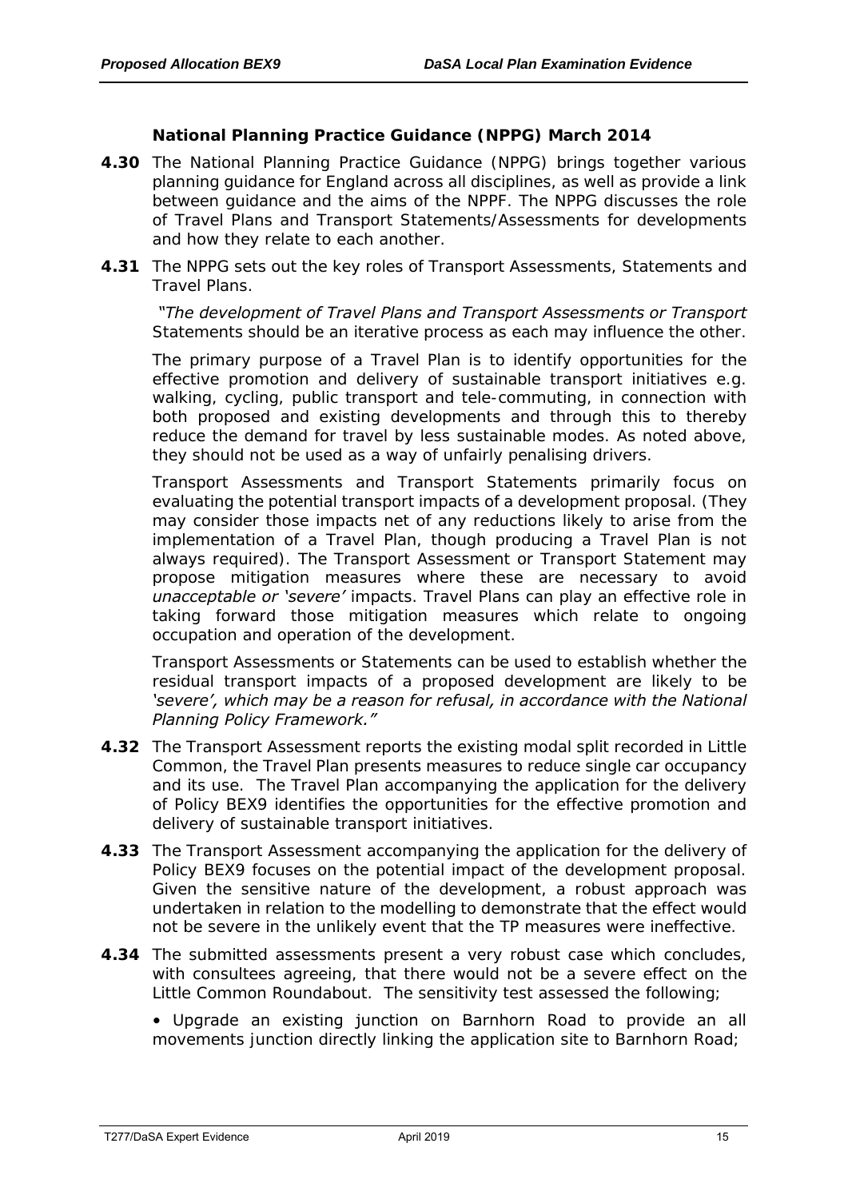### National Planning Practice Guidance (NPPG) March 2014

**4.30** The National Planning Practice Guidance (NPPG) brings together various planning guidance for England across all disciplines, as well as provide a link between guidance and the aims of the NPPF. The NPPG discusses the role of Travel Plans and Transport Statements/Assessments for developments and how they relate to each another.

**4.31** The NPPG sets out the key roles of Transport Assessments, Statements and Travel Plans.

*"The development of Travel Plans and Transport Assessments or Transport* Statements should be an iterative process as each may influence the other.

The primary purpose of a Travel Plan is to identify opportunities for the effective promotion and delivery of sustainable transport initiatives e.g. walking, cycling, public transport and tele-commuting, in connection with both proposed and existing developments and through this to thereby reduce the demand for travel by less sustainable modes. As noted above, they should not be used as a way of unfairly penalising drivers.

Transport Assessments and Transport Statements primarily focus on evaluating the potential transport impacts of a development proposal. (They may consider those impacts net of any reductions likely to arise from the implementation of a Travel Plan, though producing a Travel Plan is not always required). The Transport Assessment or Transport Statement may propose mitigation measures where these are necessary to avoid *unacceptable or 'severe'* impacts. Travel Plans can play an effective role in taking forward those mitigation measures which relate to ongoing occupation and operation of the development.

Transport Assessments or Statements can be used to establish whether the residual transport impacts of a proposed development are likely to be *'severe', which may be a reason for refusal, in accordance with the National Planning Policy Framework."*

**4.32** The Transport Assessment reports the existing modal split recorded in Little Common, the Travel Plan presents measures to reduce single car occupancy and its use. The Travel Plan accompanying the application for the delivery of Policy BEX9 identifies the opportunities for the effective promotion and delivery of sustainable transport initiatives.

**4.33** The Transport Assessment accompanying the application for the delivery of Policy BEX9 focuses on the potential impact of the development proposal. Given the sensitive nature of the development, a robust approach was undertaken in relation to the modelling to demonstrate that the effect would not be severe in the unlikely event that the TP measures were ineffective.

**4.34** The submitted assessments present a very robust case which concludes, with consultees agreeing, that there would not be a severe effect on the Little Common Roundabout. The sensitivity test assessed the following;

- Upgrade an existing junction on Barnhorn Road to provide an all movements junction directly linking the application site to Barnhorn Road;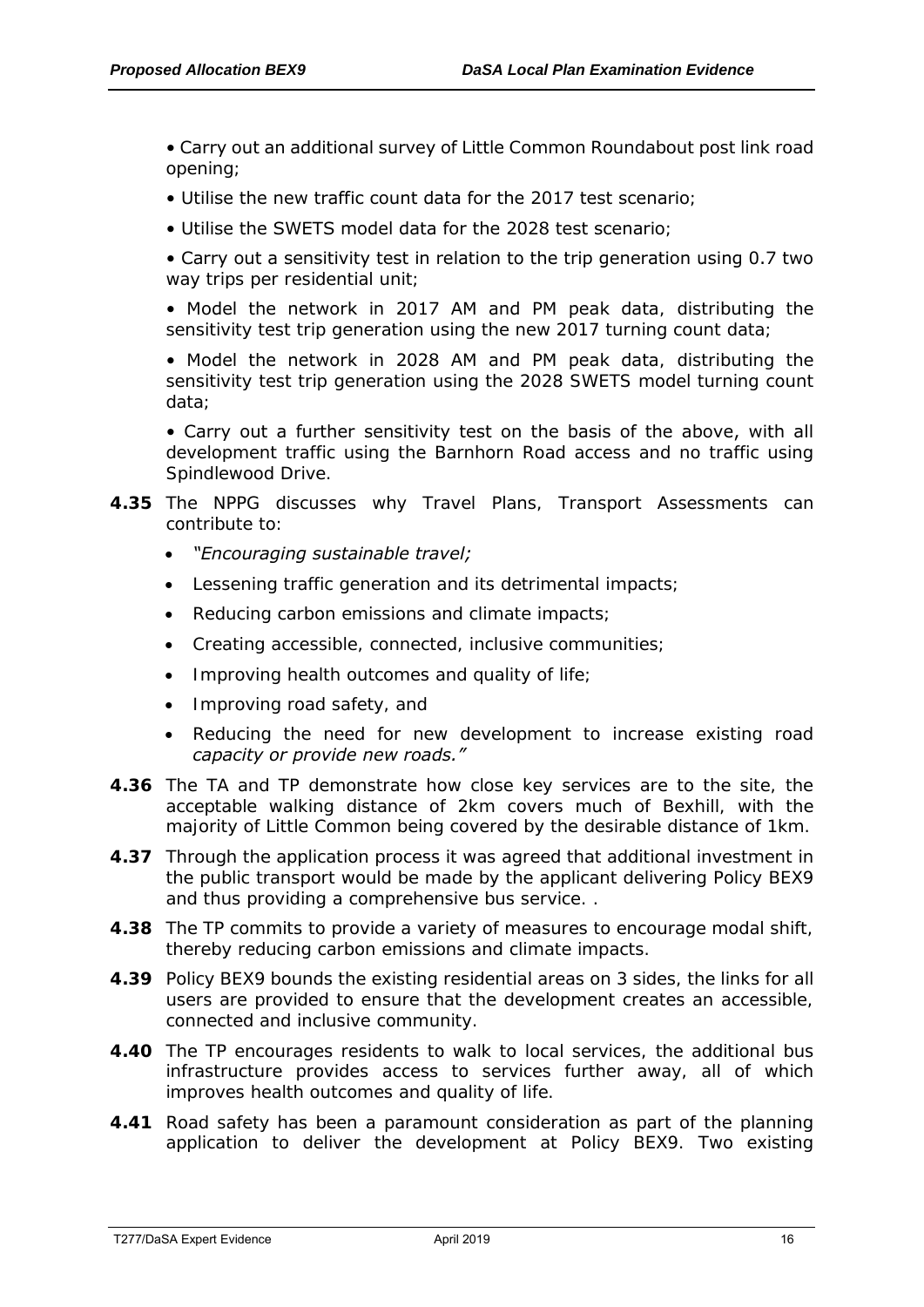- Carry out an additional survey of Little Common Roundabout post link road opening;
- Utilise the new traffic count data for the 2017 test scenario;
- Utilise the SWETS model data for the 2028 test scenario;
- Carry out a sensitivity test in relation to the trip generation using 0.7 two way trips per residential unit;
- Model the network in 2017 AM and PM peak data, distributing the sensitivity test trip generation using the new 2017 turning count data;
- Model the network in 2028 AM and PM peak data, distributing the sensitivity test trip generation using the 2028 SWETS model turning count data;
- Carry out a further sensitivity test on the basis of the above, with all development traffic using the Barnhorn Road access and no traffic using Spindlewood Drive.

**4.35** The NPPG discusses why Travel Plans, Transport Assessments can contribute to:

- *"Encouraging sustainable travel;*
- Lessening traffic generation and its detrimental impacts;
- Reducing carbon emissions and climate impacts;
- Creating accessible, connected, inclusive communities;
- Improving health outcomes and quality of life;
- Improving road safety, and
- Reducing the need for new development to increase existing road *capacity or provide new roads."*

**4.36** The TA and TP demonstrate how close key services are to the site, the acceptable walking distance of 2km covers much of Bexhill, with the majority of Little Common being covered by the desirable distance of 1km.

**4.37** Through the application process it was agreed that additional investment in the public transport would be made by the applicant delivering Policy BEX9 and thus providing a comprehensive bus service. .

**4.38** The TP commits to provide a variety of measures to encourage modal shift, thereby reducing carbon emissions and climate impacts.

**4.39** Policy BEX9 bounds the existing residential areas on 3 sides, the links for all users are provided to ensure that the development creates an accessible, connected and inclusive community.

**4.40** The TP encourages residents to walk to local services, the additional bus infrastructure provides access to services further away, all of which improves health outcomes and quality of life.

**4.41** Road safety has been a paramount consideration as part of the planning application to deliver the development at Policy BEX9. Two existing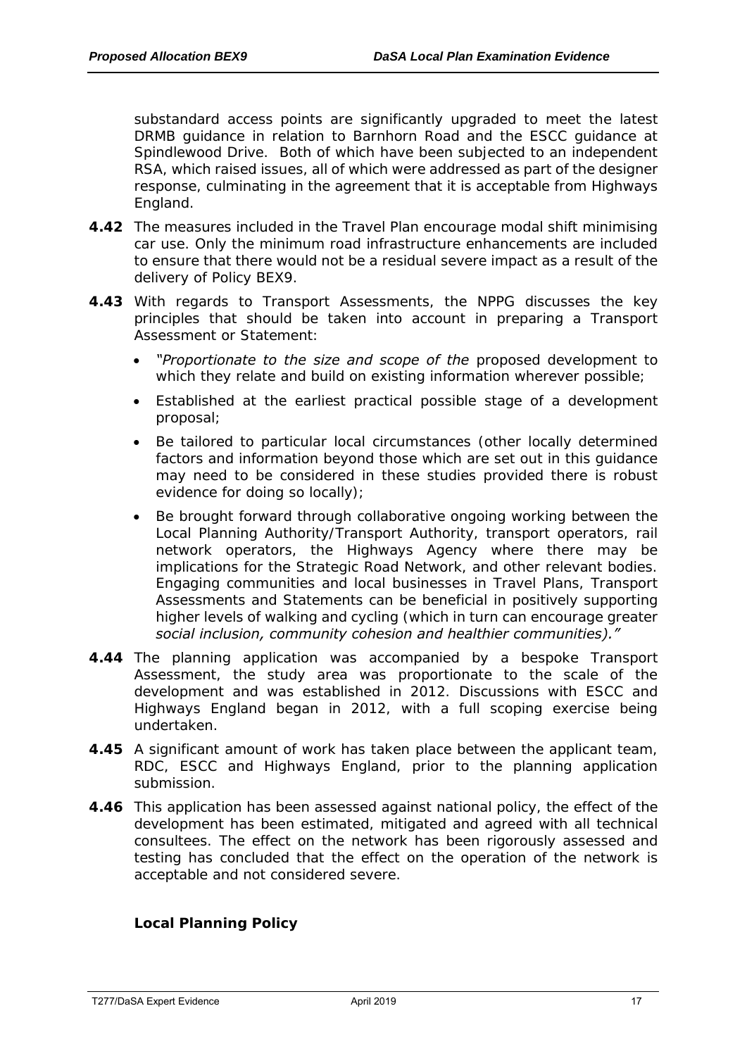substandard access points are significantly upgraded to meet the latest DRMB guidance in relation to Barnhorn Road and the ESCC guidance at Spindlewood Drive. Both of which have been subjected to an independent RSA, which raised issues, all of which were addressed as part of the designer response, culminating in the agreement that it is acceptable from Highways England.

**4.42** The measures included in the Travel Plan encourage modal shift minimising car use. Only the minimum road infrastructure enhancements are included to ensure that there would not be a residual severe impact as a result of the delivery of Policy BEX9.

**4.43** With regards to Transport Assessments, the NPPG discusses the key principles that should be taken into account in preparing a Transport Assessment or Statement:

- *"Proportionate to the size and scope of the* proposed development to which they relate and build on existing information wherever possible;
- Established at the earliest practical possible stage of a development proposal;
- Be tailored to particular local circumstances (other locally determined factors and information beyond those which are set out in this guidance may need to be considered in these studies provided there is robust evidence for doing so locally);
- Be brought forward through collaborative ongoing working between the Local Planning Authority/Transport Authority, transport operators, rail network operators, the Highways Agency where there may be implications for the Strategic Road Network, and other relevant bodies. Engaging communities and local businesses in Travel Plans, Transport Assessments and Statements can be beneficial in positively supporting higher levels of walking and cycling (which in turn can encourage greater *social inclusion, community cohesion and healthier communities)."*

**4.44** The planning application was accompanied by a bespoke Transport Assessment, the study area was proportionate to the scale of the development and was established in 2012. Discussions with ESCC and Highways England began in 2012, with a full scoping exercise being undertaken.

**4.45** A significant amount of work has taken place between the applicant team, RDC, ESCC and Highways England, prior to the planning application submission.

**4.46** This application has been assessed against national policy, the effect of the development has been estimated, mitigated and agreed with all technical consultees. The effect on the network has been rigorously assessed and testing has concluded that the effect on the operation of the network is acceptable and not considered severe.

### Local Planning Policy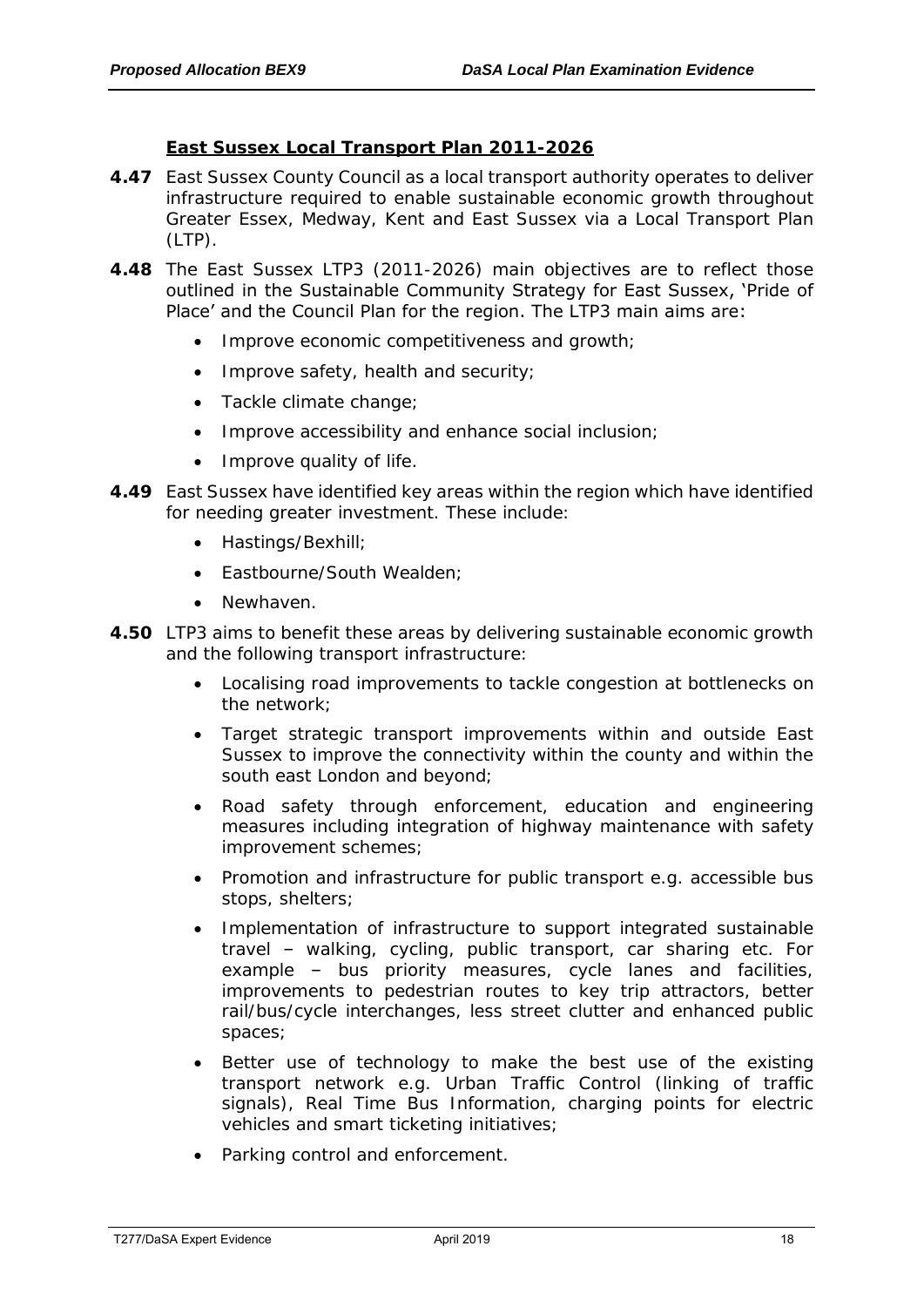### East Sussex Local Transport Plan 2011-2026

**4.47** East Sussex County Council as a local transport authority operates to deliver infrastructure required to enable sustainable economic growth throughout Greater Essex, Medway, Kent and East Sussex via a Local Transport Plan (LTP).

**4.48** The East Sussex LTP3 (2011-2026) main objectives are to reflect those outlined in the Sustainable Community Strategy for East Sussex, 'Pride of Place' and the Council Plan for the region. The LTP3 main aims are:

- Improve economic competitiveness and growth;
- Improve safety, health and security;
- Tackle climate change;
- Improve accessibility and enhance social inclusion;
- Improve quality of life.

**4.49** East Sussex have identified key areas within the region which have identified for needing greater investment. These include:

- Hastings/Bexhill;
- Eastbourne/South Wealden;
- Newhaven.

**4.50** LTP3 aims to benefit these areas by delivering sustainable economic growth and the following transport infrastructure:

- Localising road improvements to tackle congestion at bottlenecks on the network;
- Target strategic transport improvements within and outside East Sussex to improve the connectivity within the county and within the south east London and beyond;
- Road safety through enforcement, education and engineering measures including integration of highway maintenance with safety improvement schemes;
- Promotion and infrastructure for public transport e.g. accessible bus stops, shelters;
- Implementation of infrastructure to support integrated sustainable travel – walking, cycling, public transport, car sharing etc. For example – bus priority measures, cycle lanes and facilities, improvements to pedestrian routes to key trip attractors, better rail/bus/cycle interchanges, less street clutter and enhanced public spaces;
- Better use of technology to make the best use of the existing transport network e.g. Urban Traffic Control (linking of traffic signals), Real Time Bus Information, charging points for electric vehicles and smart ticketing initiatives;
- Parking control and enforcement.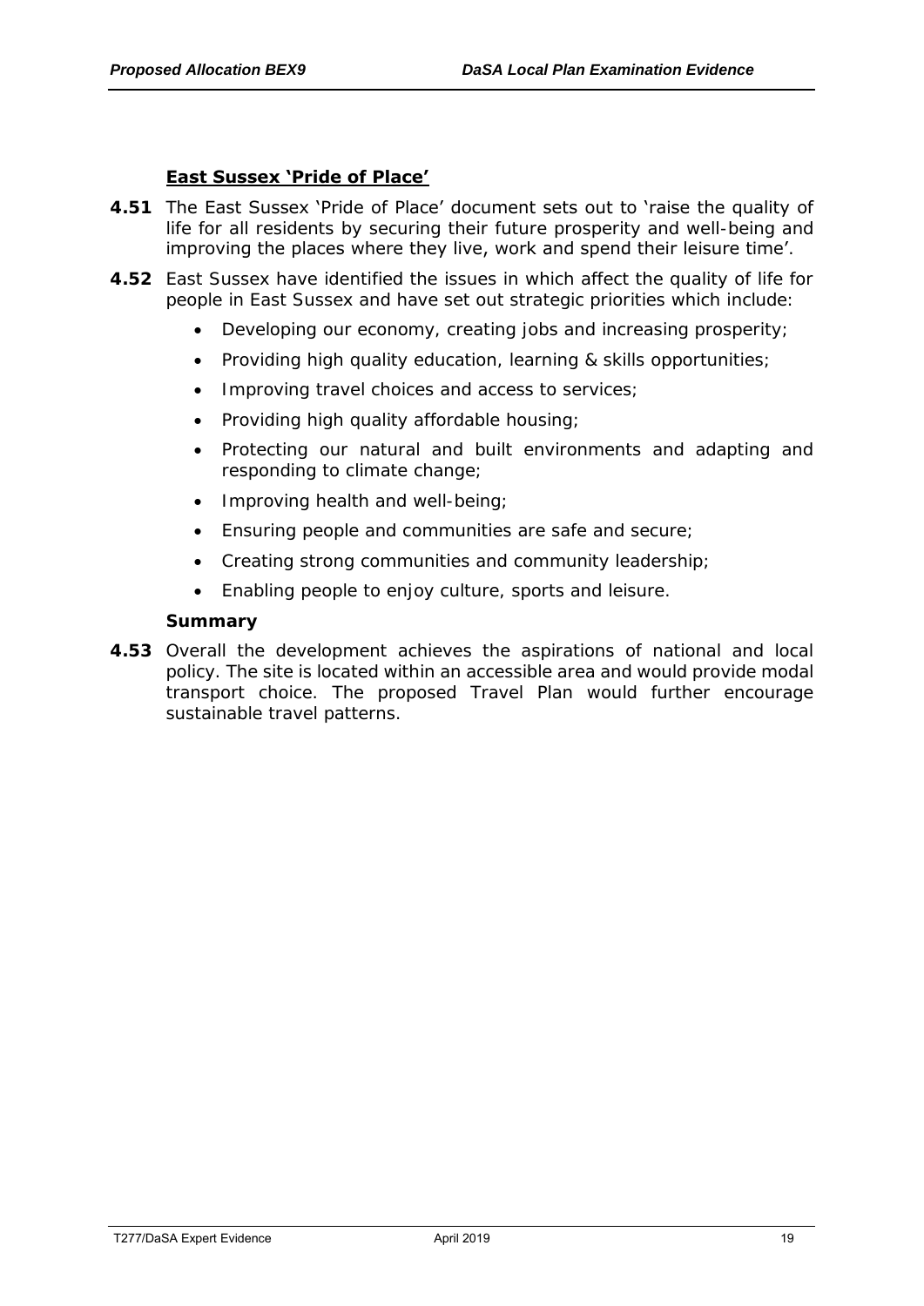### East Sussex 'Pride of Place'

**4.51** The East Sussex 'Pride of Place' document sets out to 'raise the quality of life for all residents by securing their future prosperity and well-being and improving the places where they live, work and spend their leisure time'.

**4.52** East Sussex have identified the issues in which affect the quality of life for people in East Sussex and have set out strategic priorities which include:

- Developing our economy, creating jobs and increasing prosperity;
- Providing high quality education, learning & skills opportunities;
- Improving travel choices and access to services;
- Providing high quality affordable housing;
- Protecting our natural and built environments and adapting and responding to climate change;
- Improving health and well-being;
- Ensuring people and communities are safe and secure;
- Creating strong communities and community leadership;
- Enabling people to enjoy culture, sports and leisure.

**Summary**

**4.53** Overall the development achieves the aspirations of national and local policy. The site is located within an accessible area and would provide modal transport choice. The proposed Travel Plan would further encourage sustainable travel patterns.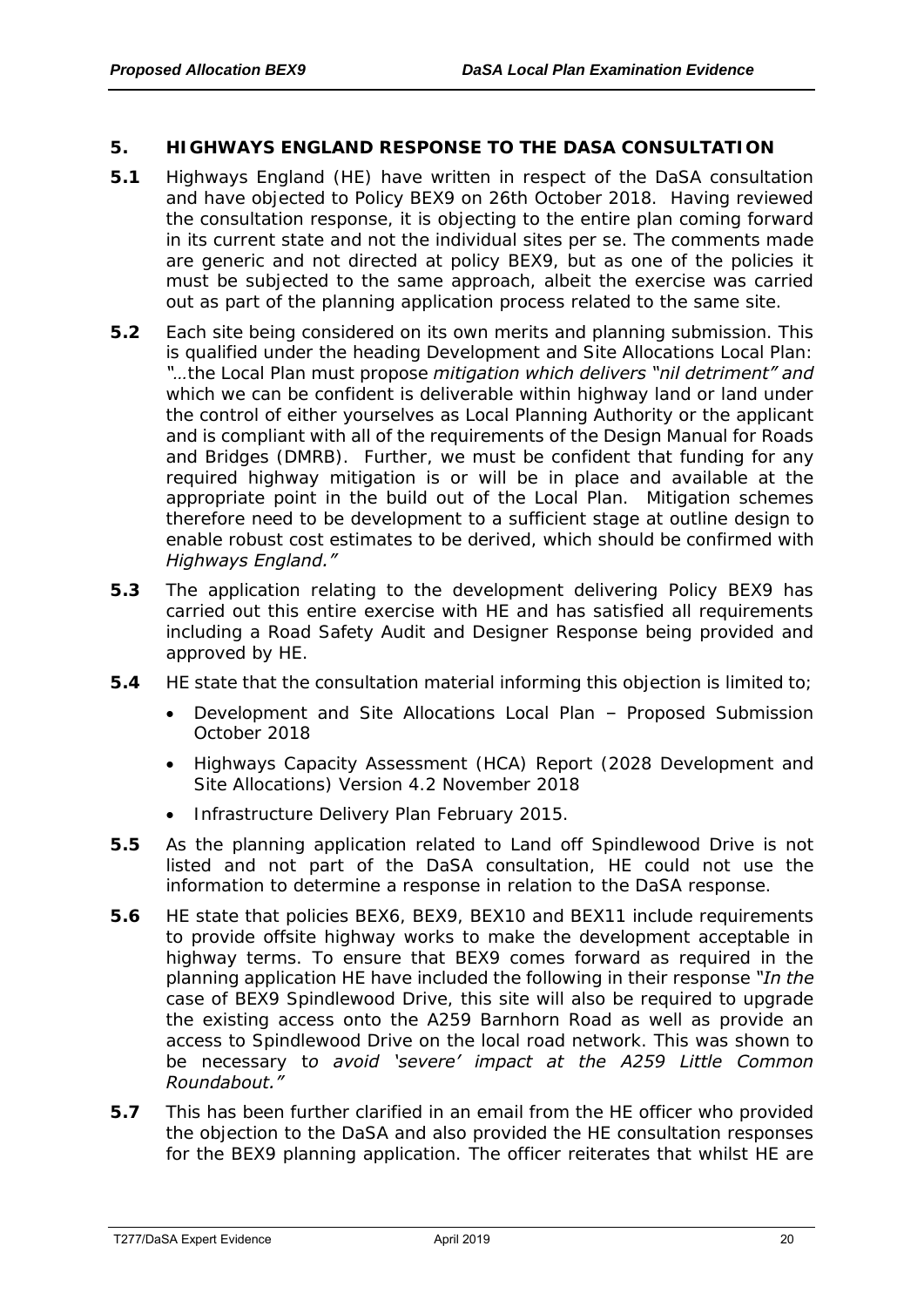## 5. HIGHWAYS ENGLAND RESPONSE TO THE DASA CONSULTATION

**5.1** Highways England (HE) have written in respect of the DaSA consultation and have objected to Policy BEX9 on 26th October 2018. Having reviewed the consultation response, it is objecting to the entire plan coming forward in its current state and not the individual sites per se. The comments made are generic and not directed at policy BEX9, but as one of the policies it must be subjected to the same approach, albeit the exercise was carried out as part of the planning application process related to the same site.

**5.2** Each site being considered on its own merits and planning submission. This is qualified under the heading Development and Site Allocations Local Plan: *"…*the Local Plan must propose *mitigation which delivers "nil detriment" and* which we can be confident is deliverable within highway land or land under the control of either yourselves as Local Planning Authority or the applicant and is compliant with all of the requirements of the Design Manual for Roads and Bridges (DMRB). Further, we must be confident that funding for any required highway mitigation is or will be in place and available at the appropriate point in the build out of the Local Plan. Mitigation schemes therefore need to be development to a sufficient stage at outline design to enable robust cost estimates to be derived, which should be confirmed with *Highways England."*

**5.3** The application relating to the development delivering Policy BEX9 has carried out this entire exercise with HE and has satisfied all requirements including a Road Safety Audit and Designer Response being provided and approved by HE.

**5.4** HE state that the consultation material informing this objection is limited to;

- Development and Site Allocations Local Plan – Proposed Submission October 2018
- Highways Capacity Assessment (HCA) Report (2028 Development and Site Allocations) Version 4.2 November 2018
- Infrastructure Delivery Plan February 2015.

**5.5** As the planning application related to Land off Spindlewood Drive is not listed and not part of the DaSA consultation, HE could not use the information to determine a response in relation to the DaSA response.

**5.6** HE state that policies BEX6, BEX9, BEX10 and BEX11 include requirements to provide offsite highway works to make the development acceptable in highway terms. To ensure that BEX9 comes forward as required in the planning application HE have included the following in their response *"In the* case of BEX9 Spindlewood Drive, this site will also be required to upgrade the existing access onto the A259 Barnhorn Road as well as provide an access to Spindlewood Drive on the local road network. This was shown to be necessary t*o avoid 'severe' impact at the A259 Little Common Roundabout."*

**5.7** This has been further clarified in an email from the HE officer who provided the objection to the DaSA and also provided the HE consultation responses for the BEX9 planning application. The officer reiterates that whilst HE are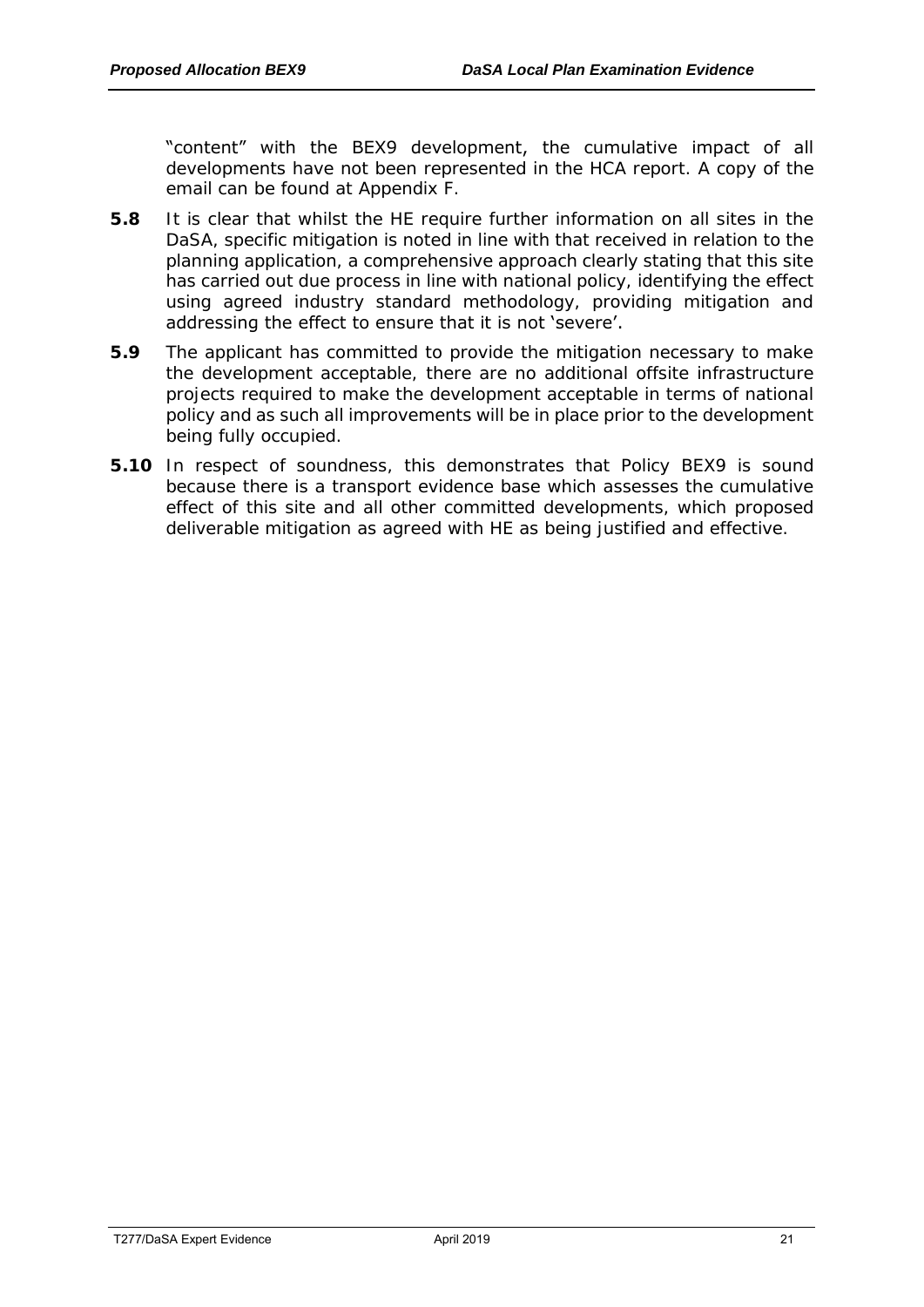"content" with the BEX9 development, the cumulative impact of all developments have not been represented in the HCA report. A copy of the email can be found at Appendix F.

**5.8** It is clear that whilst the HE require further information on all sites in the DaSA, specific mitigation is noted in line with that received in relation to the planning application, a comprehensive approach clearly stating that this site has carried out due process in line with national policy, identifying the effect using agreed industry standard methodology, providing mitigation and addressing the effect to ensure that it is not 'severe'.

**5.9** The applicant has committed to provide the mitigation necessary to make the development acceptable, there are no additional offsite infrastructure projects required to make the development acceptable in terms of national policy and as such all improvements will be in place prior to the development being fully occupied.

**5.10** In respect of soundness, this demonstrates that Policy BEX9 is sound because there is a transport evidence base which assesses the cumulative effect of this site and all other committed developments, which proposed deliverable mitigation as agreed with HE as being justified and effective.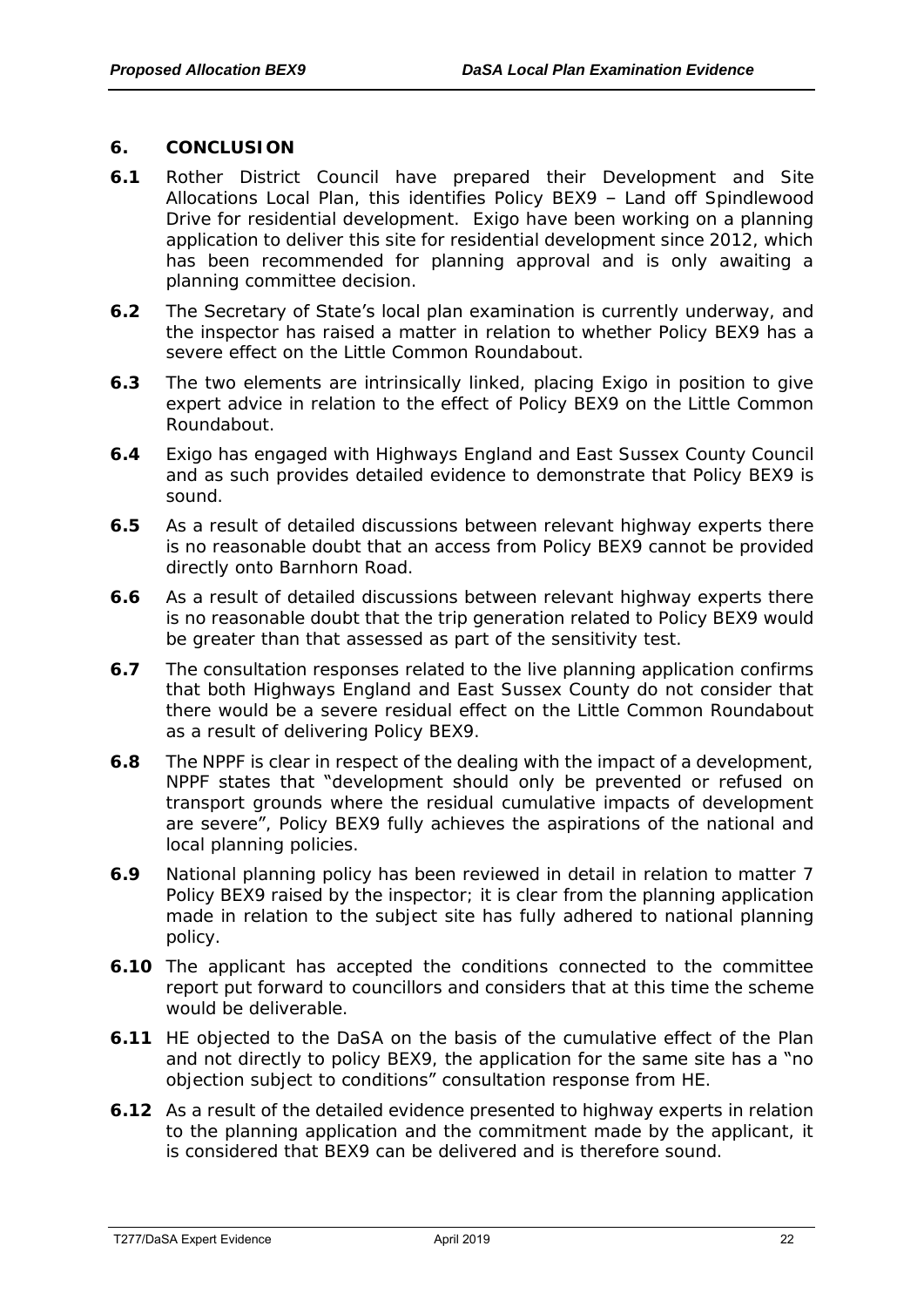## 6. CONCLUSION

**6.1** Rother District Council have prepared their Development and Site Allocations Local Plan, this identifies Policy BEX9 – Land off Spindlewood Drive for residential development. Exigo have been working on a planning application to deliver this site for residential development since 2012, which has been recommended for planning approval and is only awaiting a planning committee decision.

**6.2** The Secretary of State's local plan examination is currently underway, and the inspector has raised a matter in relation to whether Policy BEX9 has a severe effect on the Little Common Roundabout.

**6.3** The two elements are intrinsically linked, placing Exigo in position to give expert advice in relation to the effect of Policy BEX9 on the Little Common Roundabout.

**6.4** Exigo has engaged with Highways England and East Sussex County Council and as such provides detailed evidence to demonstrate that Policy BEX9 is sound.

**6.5** As a result of detailed discussions between relevant highway experts there is no reasonable doubt that an access from Policy BEX9 cannot be provided directly onto Barnhorn Road.

**6.6** As a result of detailed discussions between relevant highway experts there is no reasonable doubt that the trip generation related to Policy BEX9 would be greater than that assessed as part of the sensitivity test.

**6.7** The consultation responses related to the live planning application confirms that both Highways England and East Sussex County do not consider that there would be a severe residual effect on the Little Common Roundabout as a result of delivering Policy BEX9.

**6.8** The NPPF is clear in respect of the dealing with the impact of a development, NPPF states that "development should only be prevented or refused on transport grounds where the residual cumulative impacts of development are severe", Policy BEX9 fully achieves the aspirations of the national and local planning policies.

**6.9** National planning policy has been reviewed in detail in relation to matter 7 Policy BEX9 raised by the inspector; it is clear from the planning application made in relation to the subject site has fully adhered to national planning policy.

**6.10** The applicant has accepted the conditions connected to the committee report put forward to councillors and considers that at this time the scheme would be deliverable.

**6.11** HE objected to the DaSA on the basis of the cumulative effect of the Plan and not directly to policy BEX9, the application for the same site has a "no objection subject to conditions" consultation response from HE.

**6.12** As a result of the detailed evidence presented to highway experts in relation to the planning application and the commitment made by the applicant, it is considered that BEX9 can be delivered and is therefore sound.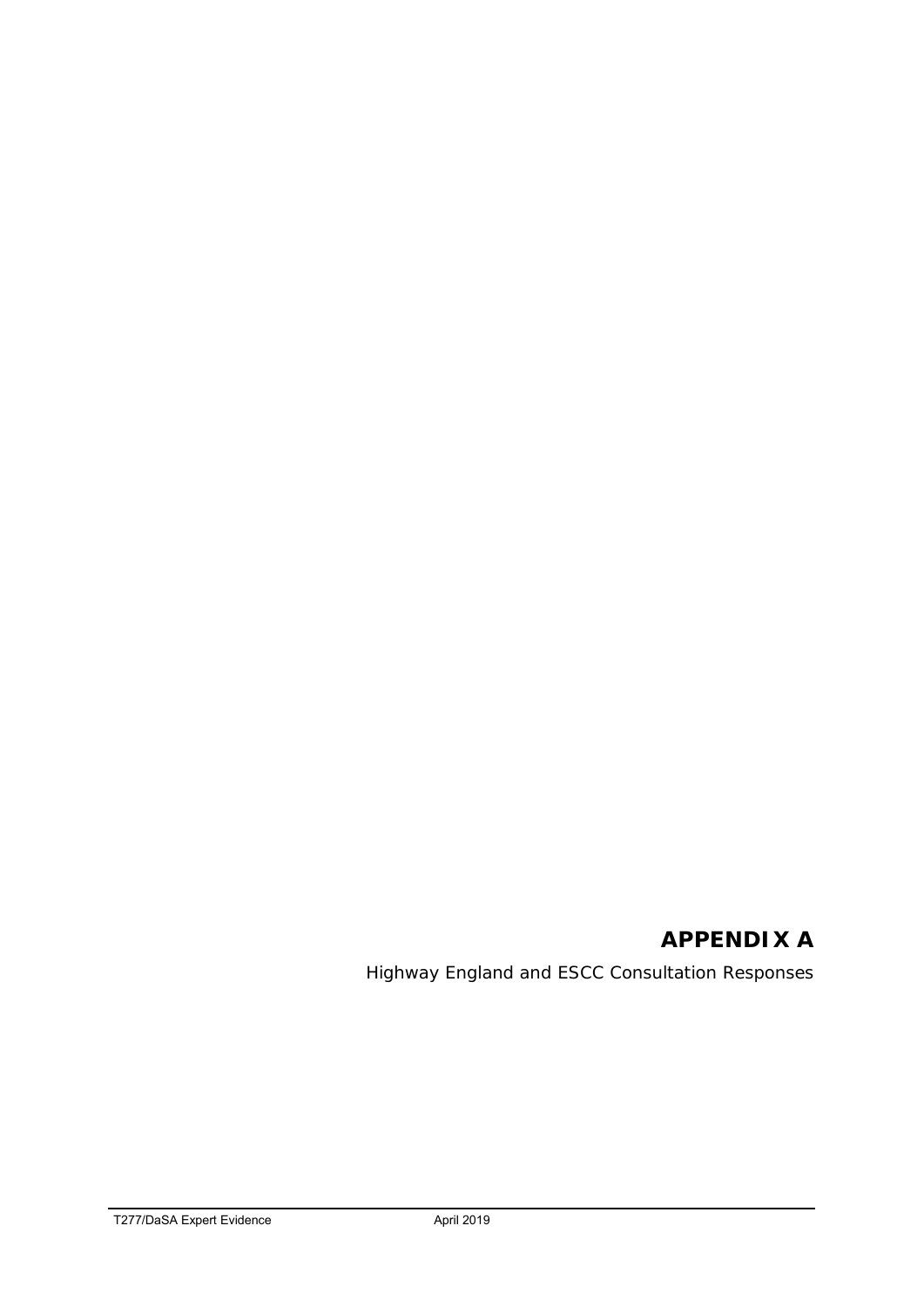# APPENDIX A

Highway England and ESCC Consultation Responses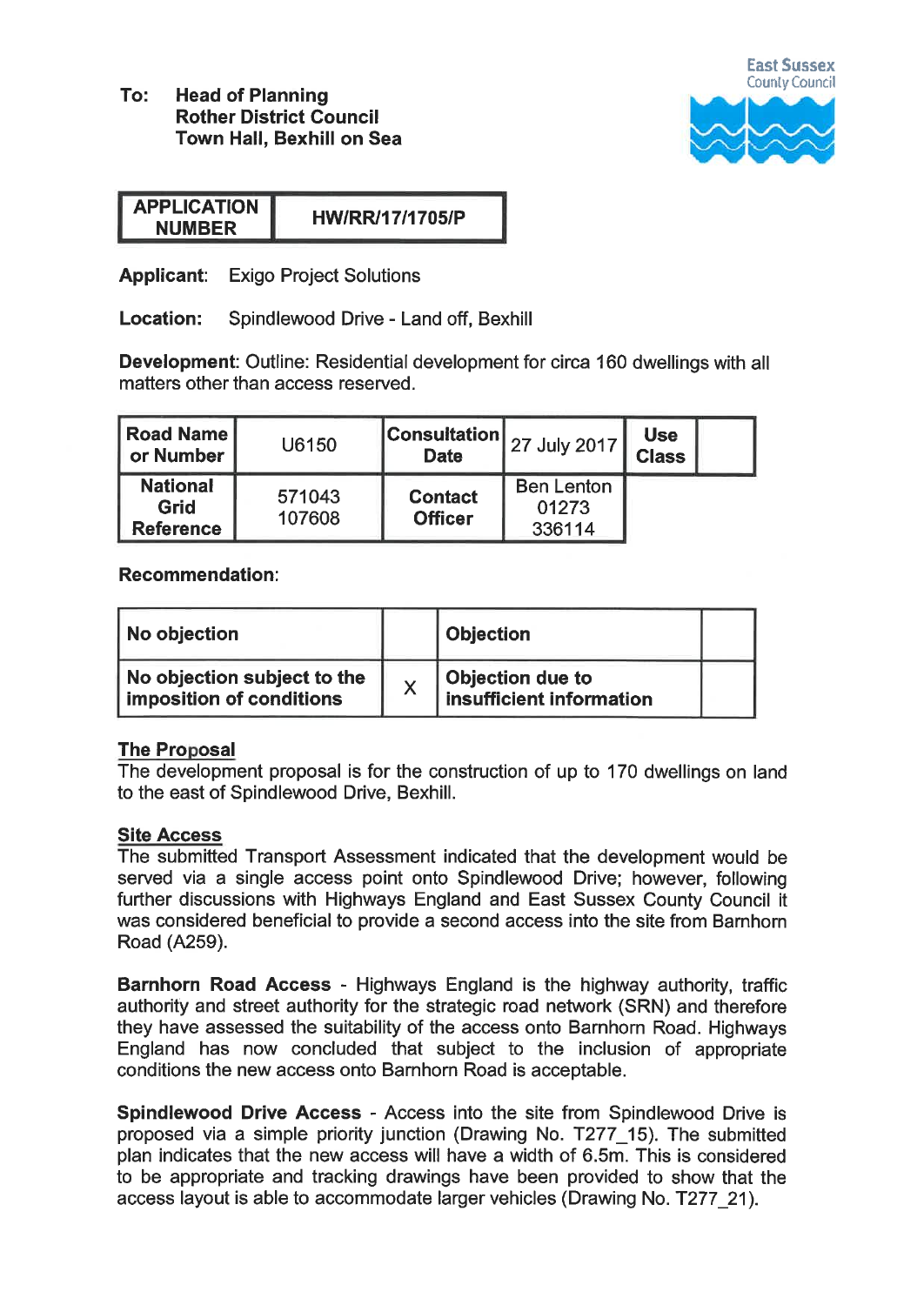East Sussex County Council

**To: Head of Planning**
**Rother District Council**
**Town Hall, Bexhill on Sea**

| APPLICATION NUMBER | HW/RR/17/1705/P |
|---|---|

**Applicant:** Exigo Project Solutions

**Location:** Spindlewood Drive - Land off, Bexhill

**Development**: Outline: Residential development for circa 160 dwellings with all matters other than access reserved.

| Road Name or Number | U6150 | Consultation Date | 27 July 2017 | Use Class | |
|---|---|---|---|---|---|
| National Grid Reference | 571043 107608 | Contact Officer | Ben Lenton 01273 336114 | | |

**Recommendation**:

| No objection | | Objection | |
|---|---|---|---|
| No objection subject to the imposition of conditions | X | Objection due to insufficient information | |

**The Proposal**

The development proposal is for the construction of up to 170 dwellings on land to the east of Spindlewood Drive, Bexhill.

**Site Access**

The submitted Transport Assessment indicated that the development would be served via a single access point onto Spindlewood Drive; however, following further discussions with Highways England and East Sussex County Council it was considered beneficial to provide a second access into the site from Barnhorn Road (A259).

**Barnhorn Road Access** - Highways England is the highway authority, traffic authority and street authority for the strategic road network (SRN) and therefore they have assessed the suitability of the access onto Barnhorn Road. Highways England has now concluded that subject to the inclusion of appropriate conditions the new access onto Barnhorn Road is acceptable.

**Spindlewood Drive Access** - Access into the site from Spindlewood Drive is proposed via a simple priority junction (Drawing No. T277_15). The submitted plan indicates that the new access will have a width of 6.5m. This is considered to be appropriate and tracking drawings have been provided to show that the access layout is able to accommodate larger vehicles (Drawing No. T277_21).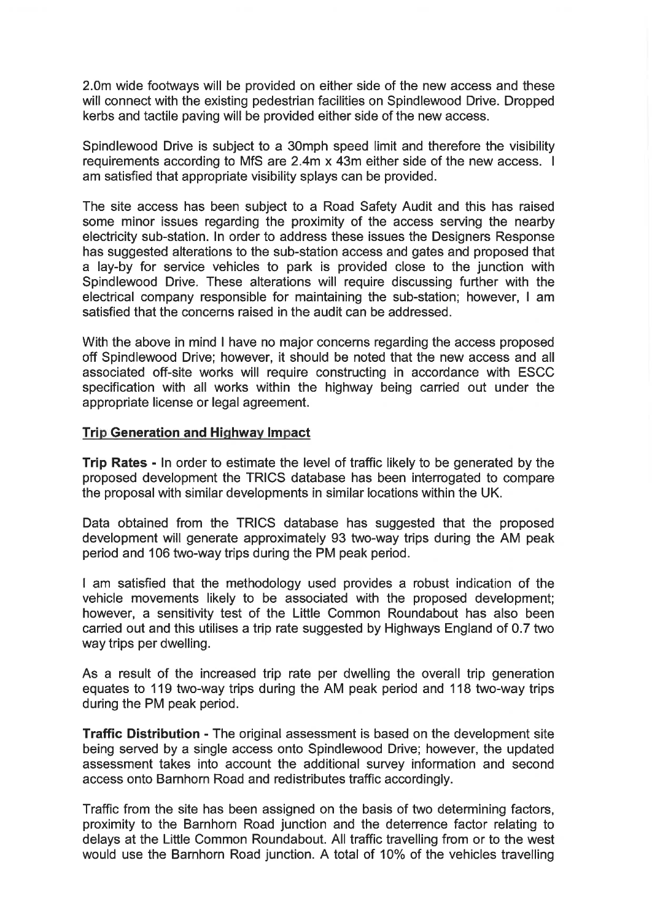2.0m wide footways will be provided on either side of the new access and these will connect with the existing pedestrian facilities on Spindlewood Drive. Dropped kerbs and tactile paving will be provided either side of the new access.

Spindlewood Drive is subject to a 30mph speed limit and therefore the visibility requirements according to MfS are 2.4m x 43m either side of the new access. I am satisfied that appropriate visibility splays can be provided.

The site access has been subject to a Road Safety Audit and this has raised some minor issues regarding the proximity of the access serving the nearby electricity sub-station. In order to address these issues the Designers Response has suggested alterations to the sub-station access and gates and proposed that a lay-by for service vehicles to park is provided close to the junction with Spindlewood Drive. These alterations will require discussing further with the electrical company responsible for maintaining the sub-station; however, I am satisfied that the concerns raised in the audit can be addressed.

With the above in mind I have no major concerns regarding the access proposed off Spindlewood Drive; however, it should be noted that the new access and all associated off-site works will require constructing in accordance with ESCC specification with all works within the highway being carried out under the appropriate license or legal agreement.

**Trip Generation and Highway Impact**

**Trip Rates -** In order to estimate the level of traffic likely to be generated by the proposed development the TRICS database has been interrogated to compare the proposal with similar developments in similar locations within the UK.

Data obtained from the TRICS database has suggested that the proposed development will generate approximately 93 two-way trips during the AM peak period and 106 two-way trips during the PM peak period.

I am satisfied that the methodology used provides a robust indication of the vehicle movements likely to be associated with the proposed development; however, a sensitivity test of the Little Common Roundabout has also been carried out and this utilises a trip rate suggested by Highways England of 0.7 two way trips per dwelling.

As a result of the increased trip rate per dwelling the overall trip generation equates to 119 two-way trips during the AM peak period and 118 two-way trips during the PM peak period.

**Traffic Distribution -** The original assessment is based on the development site being served by a single access onto Spindlewood Drive; however, the updated assessment takes into account the additional survey information and second access onto Barnhorn Road and redistributes traffic accordingly.

Traffic from the site has been assigned on the basis of two determining factors, proximity to the Barnhorn Road junction and the deterrence factor relating to delays at the Little Common Roundabout. All traffic travelling from or to the west would use the Barnhorn Road junction. A total of 10% of the vehicles travelling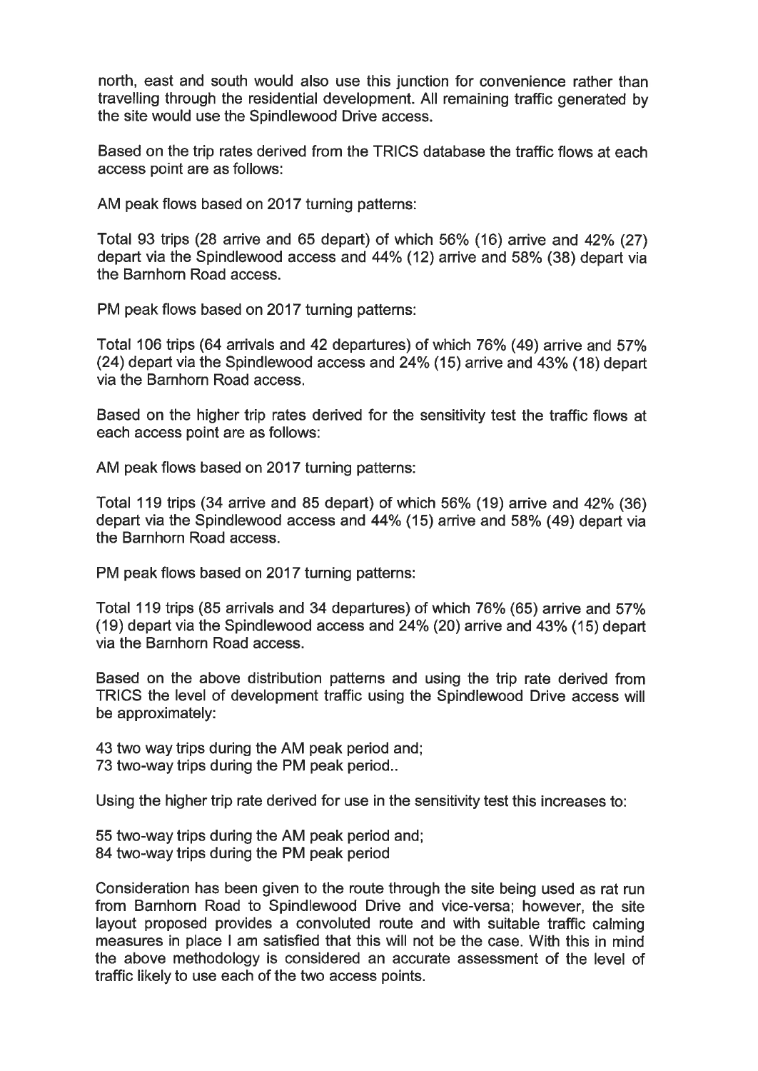north, east and south would also use this junction for convenience rather than travelling through the residential development. All remaining traffic generated by the site would use the Spindlewood Drive access.

Based on the trip rates derived from the TRICS database the traffic flows at each access point are as follows:

AM peak flows based on 2017 turning patterns:

Total 93 trips (28 arrive and 65 depart) of which 56% (16) arrive and 42% (27) depart via the Spindlewood access and 44% (12) arrive and 58% (38) depart via the Barnhorn Road access.

PM peak flows based on 2017 turning patterns:

Total 106 trips (64 arrivals and 42 departures) of which 76% (49) arrive and 57% (24) depart via the Spindlewood access and 24% (15) arrive and 43% (18) depart via the Barnhorn Road access.

Based on the higher trip rates derived for the sensitivity test the traffic flows at each access point are as follows:

AM peak flows based on 2017 turning patterns:

Total 119 trips (34 arrive and 85 depart) of which 56% (19) arrive and 42% (36) depart via the Spindlewood access and 44% (15) arrive and 58% (49) depart via the Barnhorn Road access.

PM peak flows based on 2017 turning patterns:

Total 119 trips (85 arrivals and 34 departures) of which 76% (65) arrive and 57% (19) depart via the Spindlewood access and 24% (20) arrive and 43% (15) depart via the Barnhorn Road access.

Based on the above distribution patterns and using the trip rate derived from TRICS the level of development traffic using the Spindlewood Drive access will be approximately:

43 two way trips during the AM peak period and;
73 two-way trips during the PM peak period..

Using the higher trip rate derived for use in the sensitivity test this increases to:

55 two-way trips during the AM peak period and;
84 two-way trips during the PM peak period

Consideration has been given to the route through the site being used as rat run from Barnhorn Road to Spindlewood Drive and vice-versa; however, the site layout proposed provides a convoluted route and with suitable traffic calming measures in place I am satisfied that this will not be the case. With this in mind the above methodology is considered an accurate assessment of the level of traffic likely to use each of the two access points.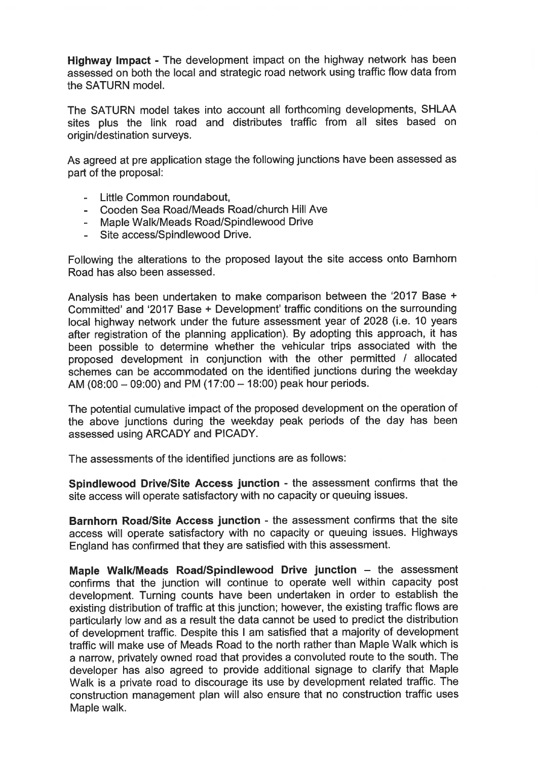**Highway Impact -** The development impact on the highway network has been assessed on both the local and strategic road network using traffic flow data from the SATURN model.

The SATURN model takes into account all forthcoming developments, SHLAA sites plus the link road and distributes traffic from all sites based on origin/destination surveys.

As agreed at pre application stage the following junctions have been assessed as part of the proposal:

- Little Common roundabout,
- Cooden Sea Road/Meads Road/church Hill Ave
- Maple Walk/Meads Road/Spindlewood Drive
- Site access/Spindlewood Drive.

Following the alterations to the proposed layout the site access onto Barnhorn Road has also been assessed.

Analysis has been undertaken to make comparison between the '2017 Base + Committed' and '2017 Base + Development' traffic conditions on the surrounding local highway network under the future assessment year of 2028 (i.e. 10 years after registration of the planning application). By adopting this approach, it has been possible to determine whether the vehicular trips associated with the proposed development in conjunction with the other permitted / allocated schemes can be accommodated on the identified junctions during the weekday AM (08:00 – 09:00) and PM (17:00 – 18:00) peak hour periods.

The potential cumulative impact of the proposed development on the operation of the above junctions during the weekday peak periods of the day has been assessed using ARCADY and PICADY.

The assessments of the identified junctions are as follows:

**Spindlewood Drive/Site Access junction** - the assessment confirms that the site access will operate satisfactory with no capacity or queuing issues.

**Barnhorn Road/Site Access junction** - the assessment confirms that the site access will operate satisfactory with no capacity or queuing issues. Highways England has confirmed that they are satisfied with this assessment.

**Maple Walk/Meads Road/Spindlewood Drive junction** – the assessment confirms that the junction will continue to operate well within capacity post development. Turning counts have been undertaken in order to establish the existing distribution of traffic at this junction; however, the existing traffic flows are particularly low and as a result the data cannot be used to predict the distribution of development traffic. Despite this I am satisfied that a majority of development traffic will make use of Meads Road to the north rather than Maple Walk which is a narrow, privately owned road that provides a convoluted route to the south. The developer has also agreed to provide additional signage to clarify that Maple Walk is a private road to discourage its use by development related traffic. The construction management plan will also ensure that no construction traffic uses Maple walk.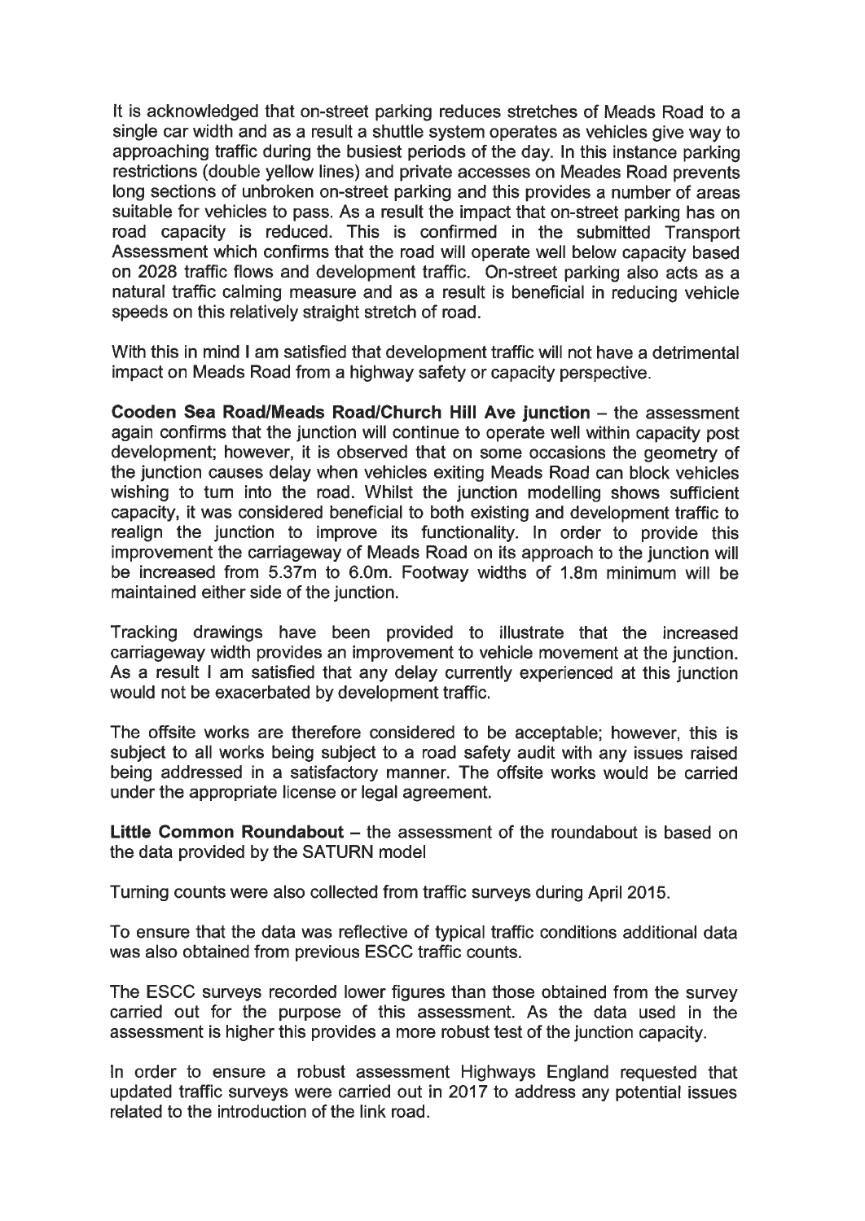It is acknowledged that on-street parking reduces stretches of Meads Road to a single car width and as a result a shuttle system operates as vehicles give way to approaching traffic during the busiest periods of the day. In this instance parking restrictions (double yellow lines) and private accesses on Meades Road prevents long sections of unbroken on-street parking and this provides a number of areas suitable for vehicles to pass. As a result the impact that on-street parking has on road capacity is reduced. This is confirmed in the submitted Transport Assessment which confirms that the road will operate well below capacity based on 2028 traffic flows and development traffic. On-street parking also acts as a natural traffic calming measure and as a result is beneficial in reducing vehicle speeds on this relatively straight stretch of road.

With this in mind I am satisfied that development traffic will not have a detrimental impact on Meads Road from a highway safety or capacity perspective.

**Cooden Sea Road/Meads Road/Church Hill Ave junction** – the assessment again confirms that the junction will continue to operate well within capacity post development; however, it is observed that on some occasions the geometry of the junction causes delay when vehicles exiting Meads Road can block vehicles wishing to turn into the road. Whilst the junction modelling shows sufficient capacity, it was considered beneficial to both existing and development traffic to realign the junction to improve its functionality. In order to provide this improvement the carriageway of Meads Road on its approach to the junction will be increased from 5.37m to 6.0m. Footway widths of 1.8m minimum will be maintained either side of the junction.

Tracking drawings have been provided to illustrate that the increased carriageway width provides an improvement to vehicle movement at the junction. As a result I am satisfied that any delay currently experienced at this junction would not be exacerbated by development traffic.

The offsite works are therefore considered to be acceptable; however, this is subject to all works being subject to a road safety audit with any issues raised being addressed in a satisfactory manner. The offsite works would be carried under the appropriate license or legal agreement.

**Little Common Roundabout** – the assessment of the roundabout is based on the data provided by the SATURN model

Turning counts were also collected from traffic surveys during April 2015.

To ensure that the data was reflective of typical traffic conditions additional data was also obtained from previous ESCC traffic counts.

The ESCC surveys recorded lower figures than those obtained from the survey carried out for the purpose of this assessment. As the data used in the assessment is higher this provides a more robust test of the junction capacity.

In order to ensure a robust assessment Highways England requested that updated traffic surveys were carried out in 2017 to address any potential issues related to the introduction of the link road.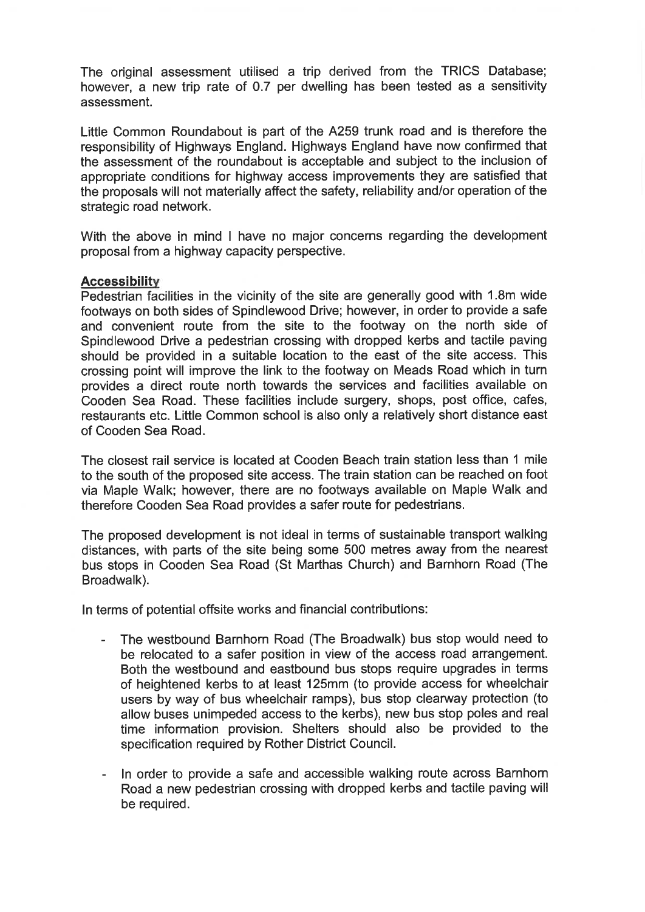The original assessment utilised a trip derived from the TRICS Database; however, a new trip rate of 0.7 per dwelling has been tested as a sensitivity assessment.

Little Common Roundabout is part of the A259 trunk road and is therefore the responsibility of Highways England. Highways England have now confirmed that the assessment of the roundabout is acceptable and subject to the inclusion of appropriate conditions for highway access improvements they are satisfied that the proposals will not materially affect the safety, reliability and/or operation of the strategic road network.

With the above in mind I have no major concerns regarding the development proposal from a highway capacity perspective.

**Accessibility**

Pedestrian facilities in the vicinity of the site are generally good with 1.8m wide footways on both sides of Spindlewood Drive; however, in order to provide a safe and convenient route from the site to the footway on the north side of Spindlewood Drive a pedestrian crossing with dropped kerbs and tactile paving should be provided in a suitable location to the east of the site access. This crossing point will improve the link to the footway on Meads Road which in turn provides a direct route north towards the services and facilities available on Cooden Sea Road. These facilities include surgery, shops, post office, cafes, restaurants etc. Little Common school is also only a relatively short distance east of Cooden Sea Road.

The closest rail service is located at Cooden Beach train station less than 1 mile to the south of the proposed site access. The train station can be reached on foot via Maple Walk; however, there are no footways available on Maple Walk and therefore Cooden Sea Road provides a safer route for pedestrians.

The proposed development is not ideal in terms of sustainable transport walking distances, with parts of the site being some 500 metres away from the nearest bus stops in Cooden Sea Road (St Marthas Church) and Barnhorn Road (The Broadwalk).

In terms of potential offsite works and financial contributions:

- The westbound Barnhorn Road (The Broadwalk) bus stop would need to be relocated to a safer position in view of the access road arrangement. Both the westbound and eastbound bus stops require upgrades in terms of heightened kerbs to at least 125mm (to provide access for wheelchair users by way of bus wheelchair ramps), bus stop clearway protection (to allow buses unimpeded access to the kerbs), new bus stop poles and real time information provision. Shelters should also be provided to the specification required by Rother District Council.

- In order to provide a safe and accessible walking route across Barnhorn Road a new pedestrian crossing with dropped kerbs and tactile paving will be required.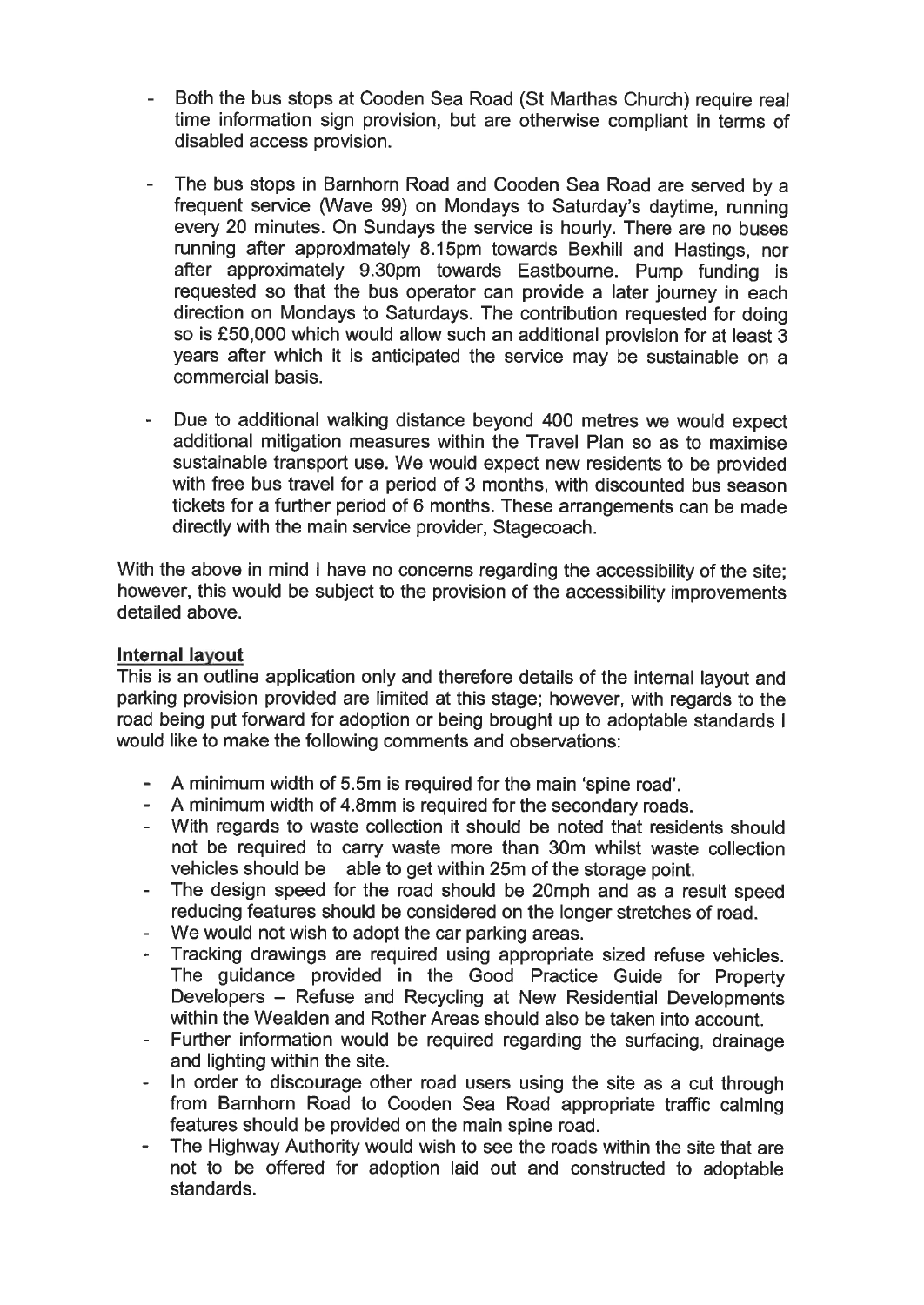- Both the bus stops at Cooden Sea Road (St Marthas Church) require real time information sign provision, but are otherwise compliant in terms of disabled access provision.

- The bus stops in Barnhorn Road and Cooden Sea Road are served by a frequent service (Wave 99) on Mondays to Saturday's daytime, running every 20 minutes. On Sundays the service is hourly. There are no buses running after approximately 8.15pm towards Bexhill and Hastings, nor after approximately 9.30pm towards Eastbourne. Pump funding is requested so that the bus operator can provide a later journey in each direction on Mondays to Saturdays. The contribution requested for doing so is £50,000 which would allow such an additional provision for at least 3 years after which it is anticipated the service may be sustainable on a commercial basis.

- Due to additional walking distance beyond 400 metres we would expect additional mitigation measures within the Travel Plan so as to maximise sustainable transport use. We would expect new residents to be provided with free bus travel for a period of 3 months, with discounted bus season tickets for a further period of 6 months. These arrangements can be made directly with the main service provider, Stagecoach.

With the above in mind I have no concerns regarding the accessibility of the site; however, this would be subject to the provision of the accessibility improvements detailed above.

**Internal layout**

This is an outline application only and therefore details of the internal layout and parking provision provided are limited at this stage; however, with regards to the road being put forward for adoption or being brought up to adoptable standards I would like to make the following comments and observations:

- A minimum width of 5.5m is required for the main 'spine road'.
- A minimum width of 4.8mm is required for the secondary roads.
- With regards to waste collection it should be noted that residents should not be required to carry waste more than 30m whilst waste collection vehicles should be able to get within 25m of the storage point.
- The design speed for the road should be 20mph and as a result speed reducing features should be considered on the longer stretches of road.
- We would not wish to adopt the car parking areas.
- Tracking drawings are required using appropriate sized refuse vehicles. The guidance provided in the Good Practice Guide for Property Developers – Refuse and Recycling at New Residential Developments within the Wealden and Rother Areas should also be taken into account.
- Further information would be required regarding the surfacing, drainage and lighting within the site.
- In order to discourage other road users using the site as a cut through from Barnhorn Road to Cooden Sea Road appropriate traffic calming features should be provided on the main spine road.
- The Highway Authority would wish to see the roads within the site that are not to be offered for adoption laid out and constructed to adoptable standards.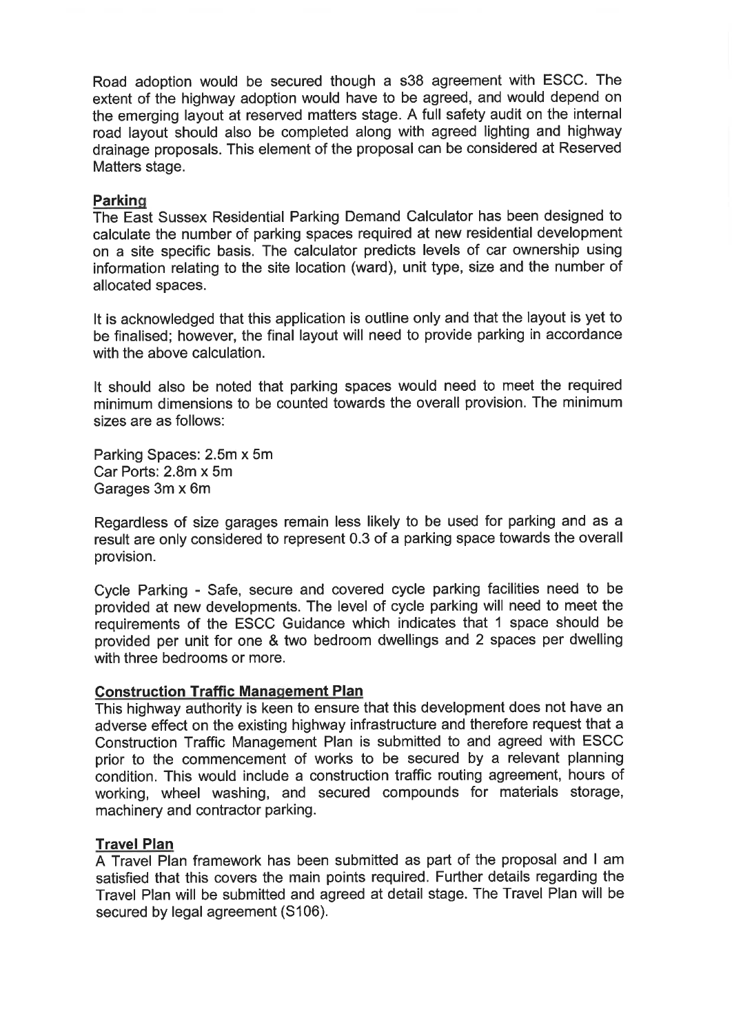Road adoption would be secured though a s38 agreement with ESCC. The extent of the highway adoption would have to be agreed, and would depend on the emerging layout at reserved matters stage. A full safety audit on the internal road layout should also be completed along with agreed lighting and highway drainage proposals. This element of the proposal can be considered at Reserved Matters stage.

**Parking**

The East Sussex Residential Parking Demand Calculator has been designed to calculate the number of parking spaces required at new residential development on a site specific basis. The calculator predicts levels of car ownership using information relating to the site location (ward), unit type, size and the number of allocated spaces.

It is acknowledged that this application is outline only and that the layout is yet to be finalised; however, the final layout will need to provide parking in accordance with the above calculation.

It should also be noted that parking spaces would need to meet the required minimum dimensions to be counted towards the overall provision. The minimum sizes are as follows:

Parking Spaces: 2.5m x 5m
Car Ports: 2.8m x 5m
Garages 3m x 6m

Regardless of size garages remain less likely to be used for parking and as a result are only considered to represent 0.3 of a parking space towards the overall provision.

Cycle Parking - Safe, secure and covered cycle parking facilities need to be provided at new developments. The level of cycle parking will need to meet the requirements of the ESCC Guidance which indicates that 1 space should be provided per unit for one & two bedroom dwellings and 2 spaces per dwelling with three bedrooms or more.

**Construction Traffic Management Plan**

This highway authority is keen to ensure that this development does not have an adverse effect on the existing highway infrastructure and therefore request that a Construction Traffic Management Plan is submitted to and agreed with ESCC prior to the commencement of works to be secured by a relevant planning condition. This would include a construction traffic routing agreement, hours of working, wheel washing, and secured compounds for materials storage, machinery and contractor parking.

**Travel Plan**

A Travel Plan framework has been submitted as part of the proposal and I am satisfied that this covers the main points required. Further details regarding the Travel Plan will be submitted and agreed at detail stage. The Travel Plan will be secured by legal agreement (S106).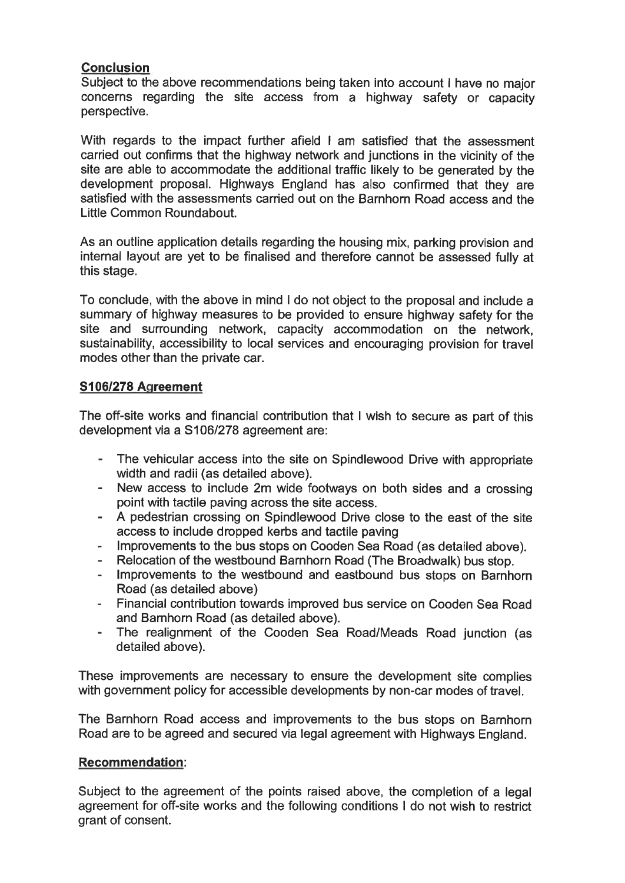**Conclusion**

Subject to the above recommendations being taken into account I have no major concerns regarding the site access from a highway safety or capacity perspective.

With regards to the impact further afield I am satisfied that the assessment carried out confirms that the highway network and junctions in the vicinity of the site are able to accommodate the additional traffic likely to be generated by the development proposal. Highways England has also confirmed that they are satisfied with the assessments carried out on the Barnhorn Road access and the Little Common Roundabout.

As an outline application details regarding the housing mix, parking provision and internal layout are yet to be finalised and therefore cannot be assessed fully at this stage.

To conclude, with the above in mind I do not object to the proposal and include a summary of highway measures to be provided to ensure highway safety for the site and surrounding network, capacity accommodation on the network, sustainability, accessibility to local services and encouraging provision for travel modes other than the private car.

**S106/278 Agreement**

The off-site works and financial contribution that I wish to secure as part of this development via a S106/278 agreement are:

- The vehicular access into the site on Spindlewood Drive with appropriate width and radii (as detailed above).
- New access to include 2m wide footways on both sides and a crossing point with tactile paving across the site access.
- A pedestrian crossing on Spindlewood Drive close to the east of the site access to include dropped kerbs and tactile paving
- Improvements to the bus stops on Cooden Sea Road (as detailed above).
- Relocation of the westbound Barnhorn Road (The Broadwalk) bus stop.
- Improvements to the westbound and eastbound bus stops on Barnhorn Road (as detailed above)
- Financial contribution towards improved bus service on Cooden Sea Road and Barnhorn Road (as detailed above).
- The realignment of the Cooden Sea Road/Meads Road junction (as detailed above).

These improvements are necessary to ensure the development site complies with government policy for accessible developments by non-car modes of travel.

The Barnhorn Road access and improvements to the bus stops on Barnhorn Road are to be agreed and secured via legal agreement with Highways England.

**Recommendation**:

Subject to the agreement of the points raised above, the completion of a legal agreement for off-site works and the following conditions I do not wish to restrict grant of consent.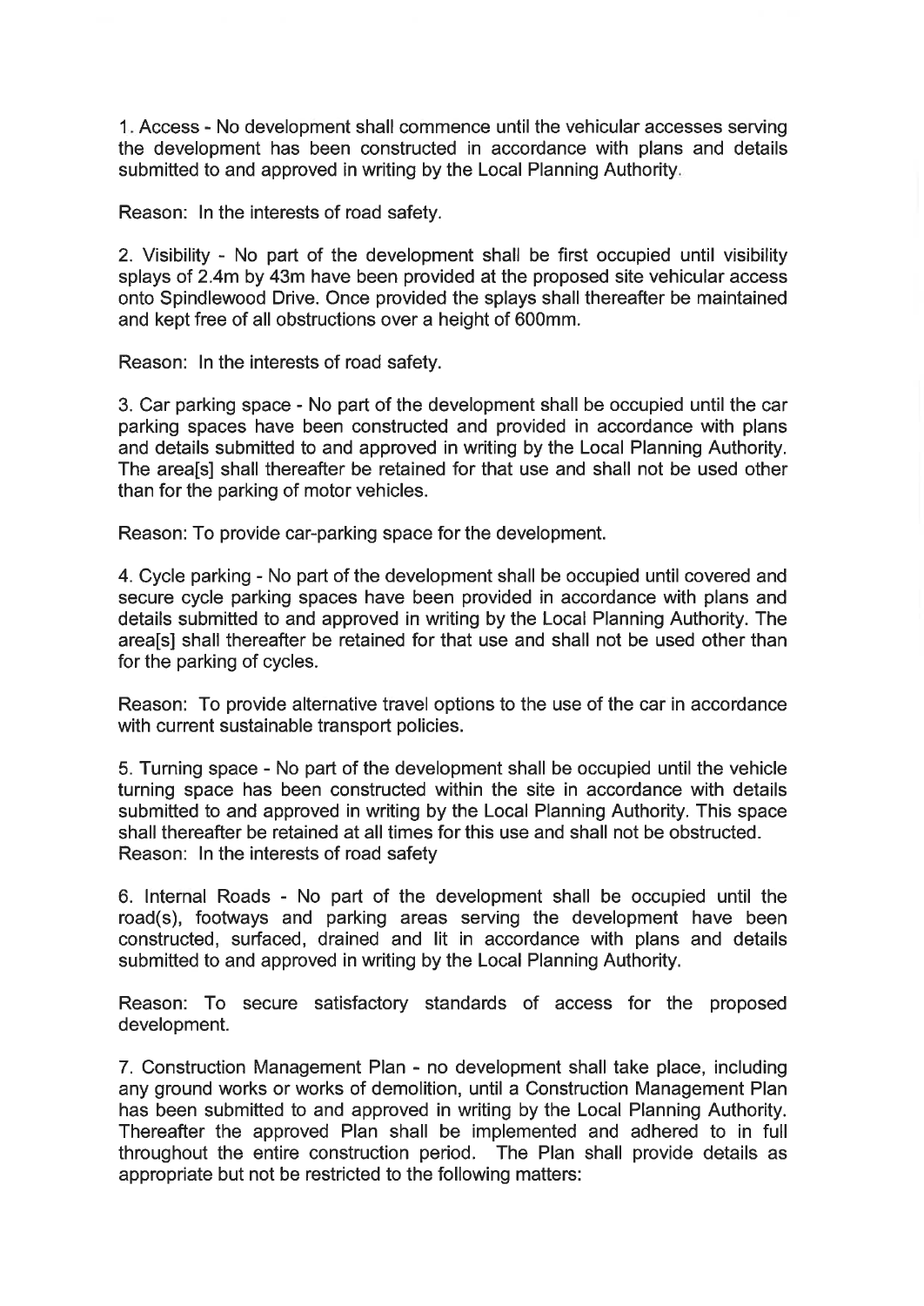1. Access - No development shall commence until the vehicular accesses serving the development has been constructed in accordance with plans and details submitted to and approved in writing by the Local Planning Authority.

Reason: In the interests of road safety.

2. Visibility - No part of the development shall be first occupied until visibility splays of 2.4m by 43m have been provided at the proposed site vehicular access onto Spindlewood Drive. Once provided the splays shall thereafter be maintained and kept free of all obstructions over a height of 600mm.

Reason: In the interests of road safety.

3. Car parking space - No part of the development shall be occupied until the car parking spaces have been constructed and provided in accordance with plans and details submitted to and approved in writing by the Local Planning Authority. The area[s] shall thereafter be retained for that use and shall not be used other than for the parking of motor vehicles.

Reason: To provide car-parking space for the development.

4. Cycle parking - No part of the development shall be occupied until covered and secure cycle parking spaces have been provided in accordance with plans and details submitted to and approved in writing by the Local Planning Authority. The area[s] shall thereafter be retained for that use and shall not be used other than for the parking of cycles.

Reason: To provide alternative travel options to the use of the car in accordance with current sustainable transport policies.

5. Turning space - No part of the development shall be occupied until the vehicle turning space has been constructed within the site in accordance with details submitted to and approved in writing by the Local Planning Authority. This space shall thereafter be retained at all times for this use and shall not be obstructed.
Reason: In the interests of road safety

6. Internal Roads - No part of the development shall be occupied until the road(s), footways and parking areas serving the development have been constructed, surfaced, drained and lit in accordance with plans and details submitted to and approved in writing by the Local Planning Authority.

Reason: To secure satisfactory standards of access for the proposed development.

7. Construction Management Plan - no development shall take place, including any ground works or works of demolition, until a Construction Management Plan has been submitted to and approved in writing by the Local Planning Authority. Thereafter the approved Plan shall be implemented and adhered to in full throughout the entire construction period. The Plan shall provide details as appropriate but not be restricted to the following matters: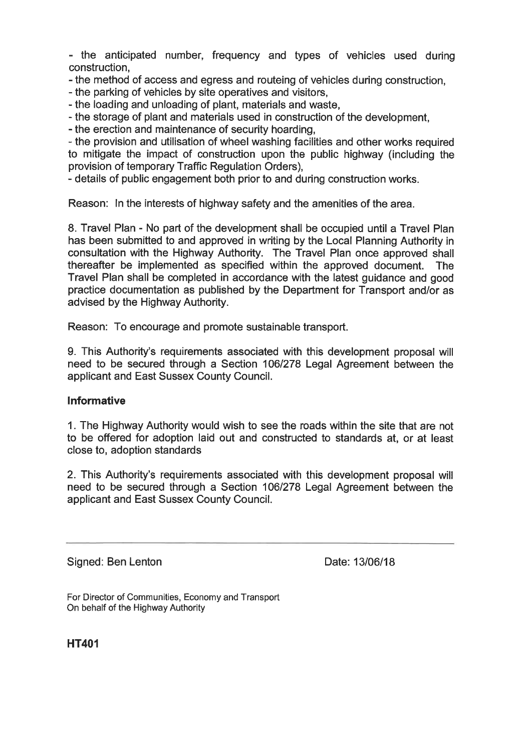- the anticipated number, frequency and types of vehicles used during construction,
- the method of access and egress and routeing of vehicles during construction,
- the parking of vehicles by site operatives and visitors,
- the loading and unloading of plant, materials and waste,
- the storage of plant and materials used in construction of the development,
- the erection and maintenance of security hoarding,
- the provision and utilisation of wheel washing facilities and other works required to mitigate the impact of construction upon the public highway (including the provision of temporary Traffic Regulation Orders),
- details of public engagement both prior to and during construction works.

Reason: In the interests of highway safety and the amenities of the area.

8. Travel Plan - No part of the development shall be occupied until a Travel Plan has been submitted to and approved in writing by the Local Planning Authority in consultation with the Highway Authority. The Travel Plan once approved shall thereafter be implemented as specified within the approved document. The Travel Plan shall be completed in accordance with the latest guidance and good practice documentation as published by the Department for Transport and/or as advised by the Highway Authority.

Reason: To encourage and promote sustainable transport.

9. This Authority's requirements associated with this development proposal will need to be secured through a Section 106/278 Legal Agreement between the applicant and East Sussex County Council.

**Informative**

1. The Highway Authority would wish to see the roads within the site that are not to be offered for adoption laid out and constructed to standards at, or at least close to, adoption standards

2. This Authority's requirements associated with this development proposal will need to be secured through a Section 106/278 Legal Agreement between the applicant and East Sussex County Council.

---

Signed: Ben Lenton Date: 13/06/18

For Director of Communities, Economy and Transport
On behalf of the Highway Authority

**HT401**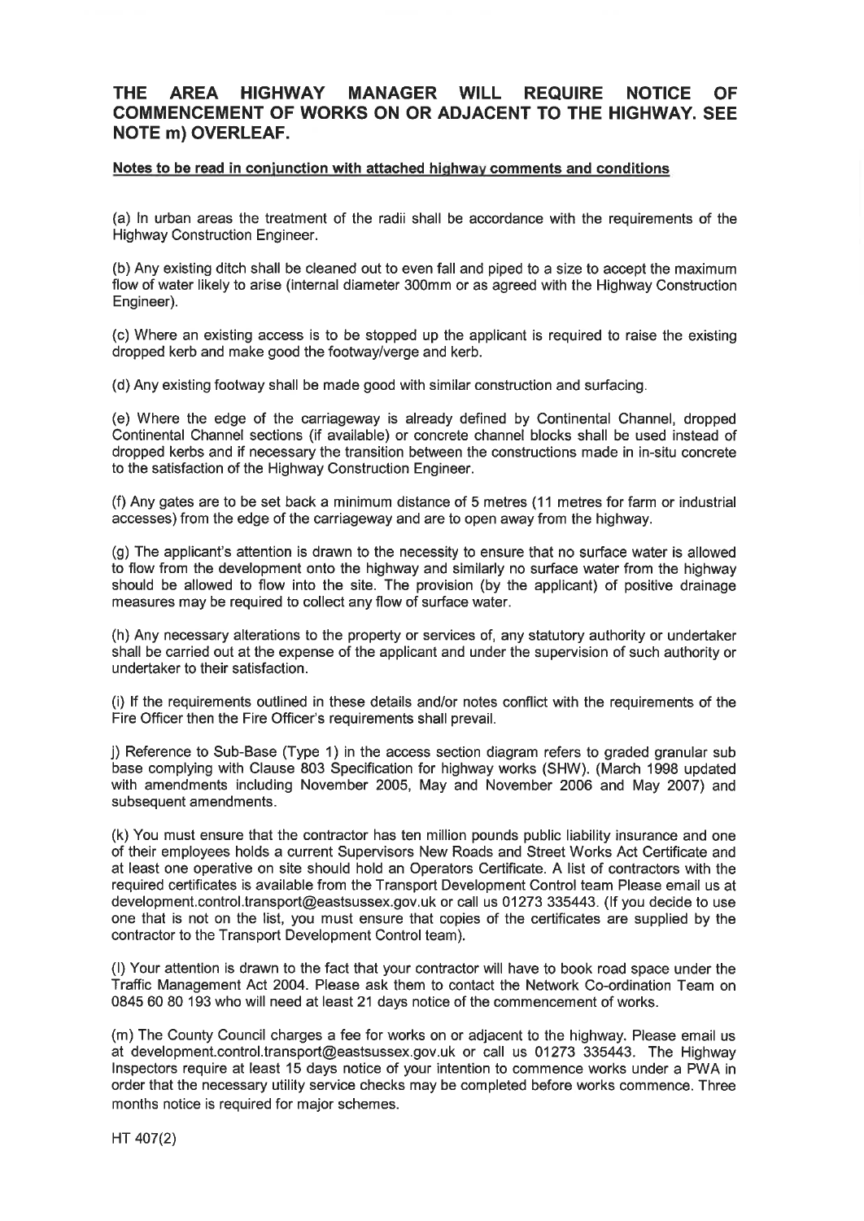**THE AREA HIGHWAY MANAGER WILL REQUIRE NOTICE OF COMMENCEMENT OF WORKS ON OR ADJACENT TO THE HIGHWAY. SEE NOTE m) OVERLEAF.**

**Notes to be read in conjunction with attached highway comments and conditions**

(a) In urban areas the treatment of the radii shall be accordance with the requirements of the Highway Construction Engineer.

(b) Any existing ditch shall be cleaned out to even fall and piped to a size to accept the maximum flow of water likely to arise (internal diameter 300mm or as agreed with the Highway Construction Engineer).

(c) Where an existing access is to be stopped up the applicant is required to raise the existing dropped kerb and make good the footway/verge and kerb.

(d) Any existing footway shall be made good with similar construction and surfacing.

(e) Where the edge of the carriageway is already defined by Continental Channel, dropped Continental Channel sections (if available) or concrete channel blocks shall be used instead of dropped kerbs and if necessary the transition between the constructions made in in-situ concrete to the satisfaction of the Highway Construction Engineer.

(f) Any gates are to be set back a minimum distance of 5 metres (11 metres for farm or industrial accesses) from the edge of the carriageway and are to open away from the highway.

(g) The applicant's attention is drawn to the necessity to ensure that no surface water is allowed to flow from the development onto the highway and similarly no surface water from the highway should be allowed to flow into the site. The provision (by the applicant) of positive drainage measures may be required to collect any flow of surface water.

(h) Any necessary alterations to the property or services of, any statutory authority or undertaker shall be carried out at the expense of the applicant and under the supervision of such authority or undertaker to their satisfaction.

(i) If the requirements outlined in these details and/or notes conflict with the requirements of the Fire Officer then the Fire Officer's requirements shall prevail.

j) Reference to Sub-Base (Type 1) in the access section diagram refers to graded granular sub base complying with Clause 803 Specification for highway works (SHW). (March 1998 updated with amendments including November 2005, May and November 2006 and May 2007) and subsequent amendments.

(k) You must ensure that the contractor has ten million pounds public liability insurance and one of their employees holds a current Supervisors New Roads and Street Works Act Certificate and at least one operative on site should hold an Operators Certificate. A list of contractors with the required certificates is available from the Transport Development Control team Please email us at development.control.transport@eastsussex.gov.uk or call us 01273 335443. (If you decide to use one that is not on the list, you must ensure that copies of the certificates are supplied by the contractor to the Transport Development Control team).

(l) Your attention is drawn to the fact that your contractor will have to book road space under the Traffic Management Act 2004. Please ask them to contact the Network Co-ordination Team on 0845 60 80 193 who will need at least 21 days notice of the commencement of works.

(m) The County Council charges a fee for works on or adjacent to the highway. Please email us at development.control.transport@eastsussex.gov.uk or call us 01273 335443. The Highway Inspectors require at least 15 days notice of your intention to commence works under a PWA in order that the necessary utility service checks may be completed before works commence. Three months notice is required for major schemes.

HT 407(2)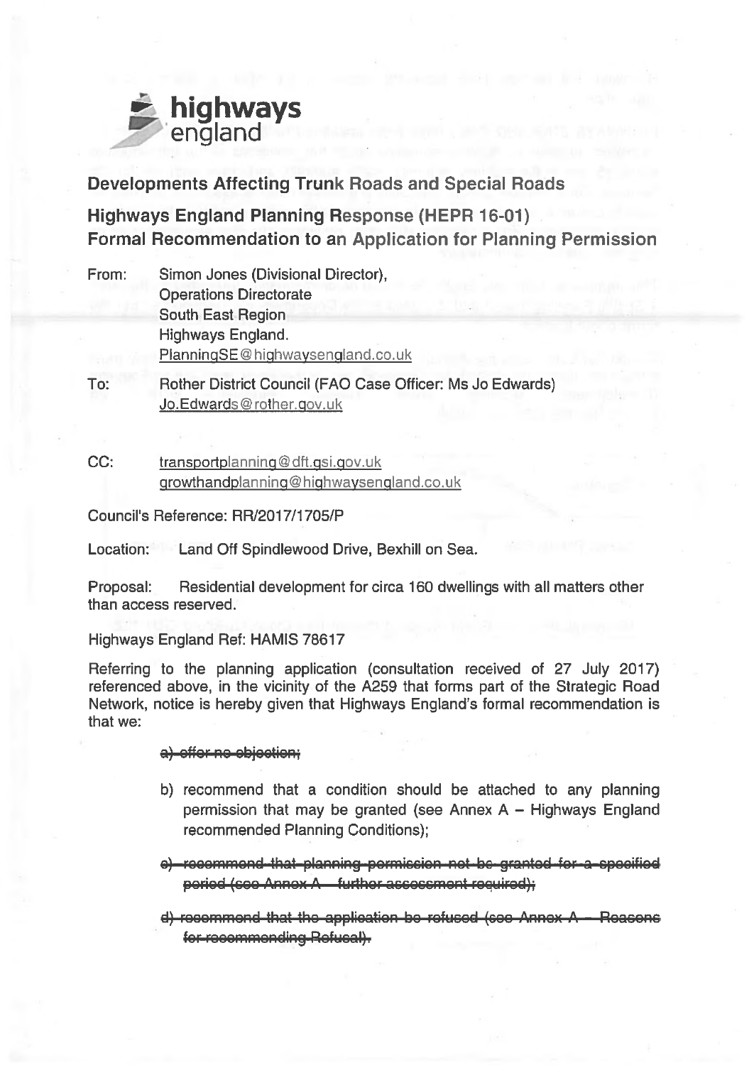**highways england**

## Developments Affecting Trunk Roads and Special Roads

## Highways England Planning Response (HEPR 16-01) Formal Recommendation to an Application for Planning Permission

From: Simon Jones (Divisional Director), Operations Directorate South East Region Highways England. PlanningSE@highwaysengland.co.uk

To: Rother District Council (FAO Case Officer: Ms Jo Edwards) Jo.Edwards@rother.gov.uk

CC: transportplanning@dft.gsi.gov.uk growthandplanning@highwaysengland.co.uk

Council's Reference: RR/2017/1705/P

Location: Land Off Spindlewood Drive, Bexhill on Sea.

Proposal: Residential development for circa 160 dwellings with all matters other than access reserved.

Highways England Ref: HAMIS 78617

Referring to the planning application (consultation received of 27 July 2017) referenced above, in the vicinity of the A259 that forms part of the Strategic Road Network, notice is hereby given that Highways England's formal recommendation is that we:

~~a) offer no objection;~~

b) recommend that a condition should be attached to any planning permission that may be granted (see Annex A – Highways England recommended Planning Conditions);

~~c) recommend that planning permission not be granted for a specified period (see Annex A – further assessment required);~~

~~d) recommend that the application be refused (see Annex A – Reasons for recommending Refusal).~~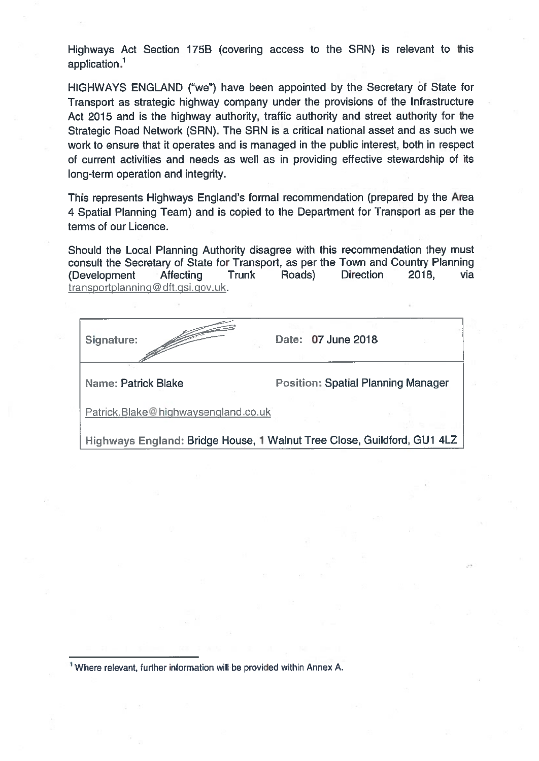Highways Act Section 175B (covering access to the SRN) is relevant to this application.[1]

HIGHWAYS ENGLAND ("we") have been appointed by the Secretary of State for Transport as strategic highway company under the provisions of the Infrastructure Act 2015 and is the highway authority, traffic authority and street authority for the Strategic Road Network (SRN). The SRN is a critical national asset and as such we work to ensure that it operates and is managed in the public interest, both in respect of current activities and needs as well as in providing effective stewardship of its long-term operation and integrity.

This represents Highways England's formal recommendation (prepared by the Area 4 Spatial Planning Team) and is copied to the Department for Transport as per the terms of our Licence.

Should the Local Planning Authority disagree with this recommendation they must consult the Secretary of State for Transport, as per the Town and Country Planning (Development Affecting Trunk Roads) Direction 2018, via transportplanning@dft.gsi.gov.uk.

| Signature: | Date: 07 June 2018 |
|---|---|
| Name: Patrick Blake | Position: Spatial Planning Manager |
| Patrick.Blake@highwaysengland.co.uk | |
| Highways England: Bridge House, 1 Walnut Tree Close, Guildford, GU1 4LZ | |

[1] Where relevant, further information will be provided within Annex A.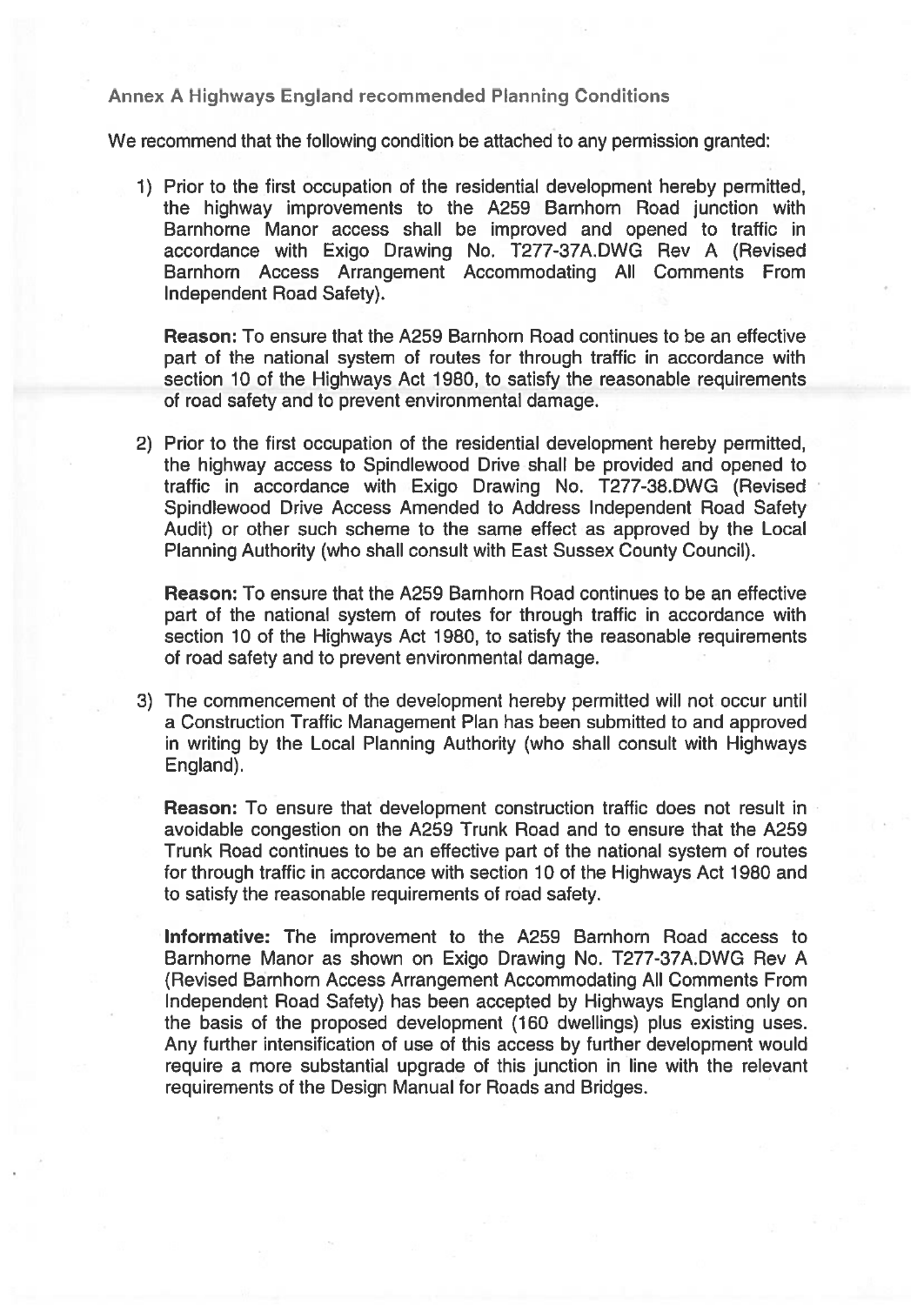## Annex A Highways England recommended Planning Conditions

We recommend that the following condition be attached to any permission granted:

1) Prior to the first occupation of the residential development hereby permitted, the highway improvements to the A259 Barnhorn Road junction with Barnhorne Manor access shall be improved and opened to traffic in accordance with Exigo Drawing No. T277-37A.DWG Rev A (Revised Barnhorn Access Arrangement Accommodating All Comments From Independent Road Safety).

   **Reason:** To ensure that the A259 Barnhorn Road continues to be an effective part of the national system of routes for through traffic in accordance with section 10 of the Highways Act 1980, to satisfy the reasonable requirements of road safety and to prevent environmental damage.

2) Prior to the first occupation of the residential development hereby permitted, the highway access to Spindlewood Drive shall be provided and opened to traffic in accordance with Exigo Drawing No. T277-38.DWG (Revised Spindlewood Drive Access Amended to Address Independent Road Safety Audit) or other such scheme to the same effect as approved by the Local Planning Authority (who shall consult with East Sussex County Council).

   **Reason:** To ensure that the A259 Barnhorn Road continues to be an effective part of the national system of routes for through traffic in accordance with section 10 of the Highways Act 1980, to satisfy the reasonable requirements of road safety and to prevent environmental damage.

3) The commencement of the development hereby permitted will not occur until a Construction Traffic Management Plan has been submitted to and approved in writing by the Local Planning Authority (who shall consult with Highways England).

   **Reason:** To ensure that development construction traffic does not result in avoidable congestion on the A259 Trunk Road and to ensure that the A259 Trunk Road continues to be an effective part of the national system of routes for through traffic in accordance with section 10 of the Highways Act 1980 and to satisfy the reasonable requirements of road safety.

   **Informative:** The improvement to the A259 Barnhorn Road access to Barnhorne Manor as shown on Exigo Drawing No. T277-37A.DWG Rev A (Revised Barnhorn Access Arrangement Accommodating All Comments From Independent Road Safety) has been accepted by Highways England only on the basis of the proposed development (160 dwellings) plus existing uses. Any further intensification of use of this access by further development would require a more substantial upgrade of this junction in line with the relevant requirements of the Design Manual for Roads and Bridges.